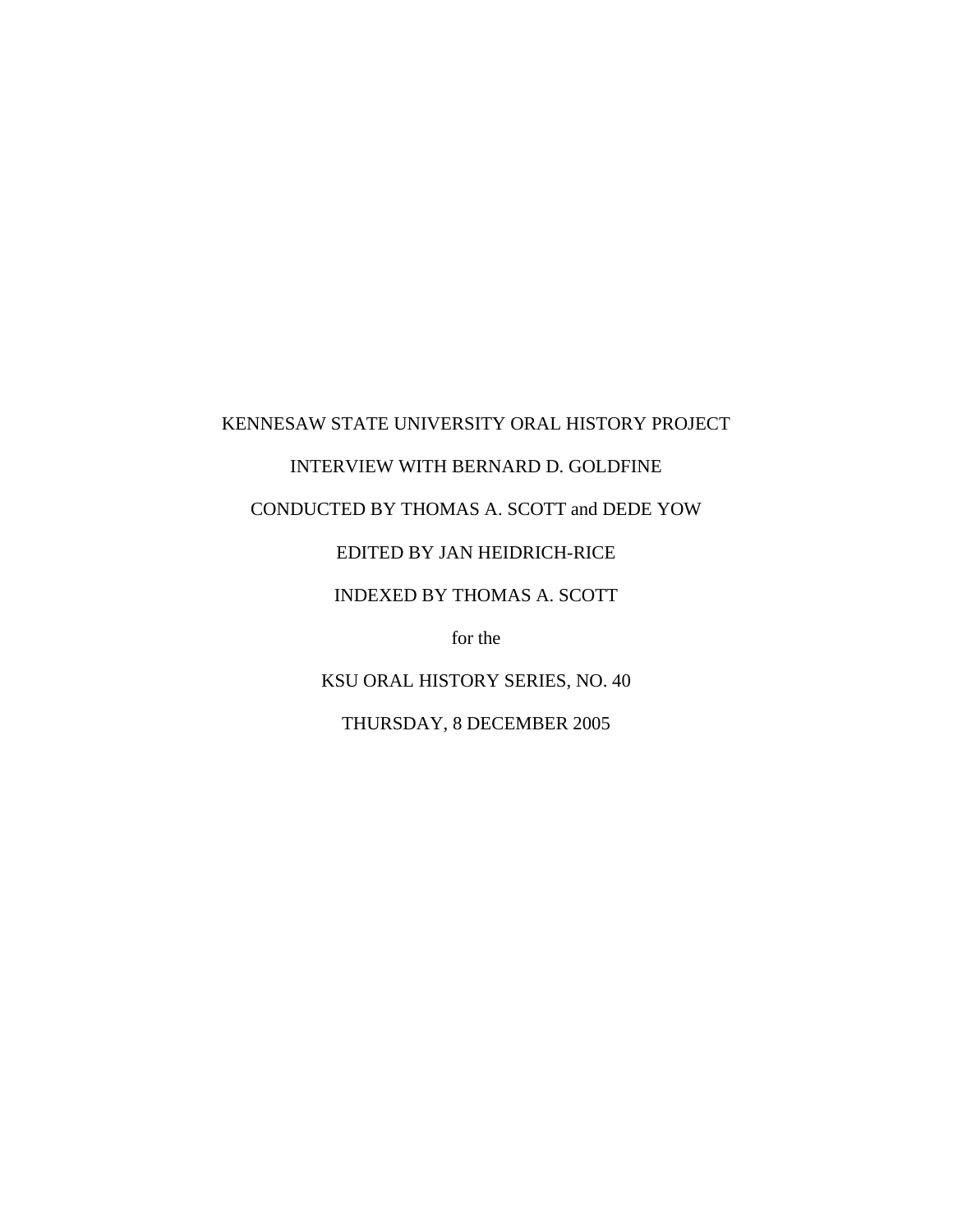KENNESAW STATE UNIVERSITY ORAL HISTORY PROJECT

INTERVIEW WITH BERNARD D. GOLDFINE

CONDUCTED BY THOMAS A. SCOTT and DEDE YOW

EDITED BY JAN HEIDRICH-RICE

INDEXED BY THOMAS A. SCOTT

for the

KSU ORAL HISTORY SERIES, NO. 40

THURSDAY, 8 DECEMBER 2005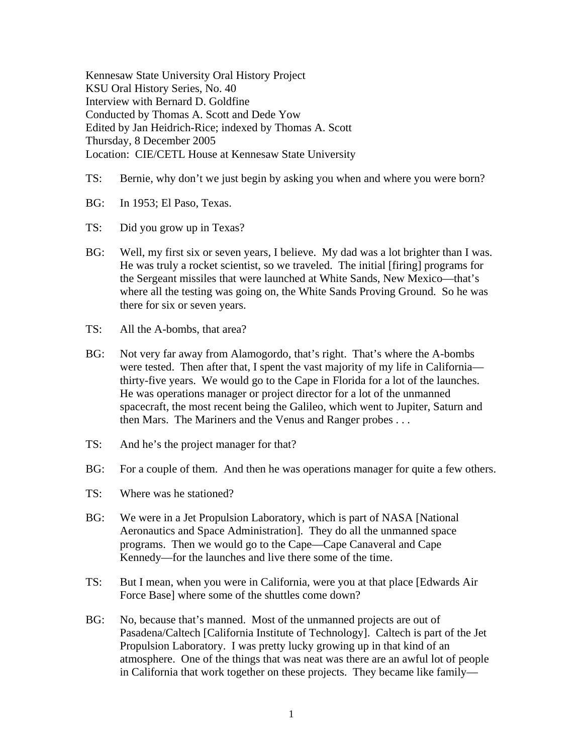Kennesaw State University Oral History Project
KSU Oral History Series, No. 40
Interview with Bernard D. Goldfine
Conducted by Thomas A. Scott and Dede Yow
Edited by Jan Heidrich-Rice; indexed by Thomas A. Scott
Thursday, 8 December 2005
Location: CIE/CETL House at Kennesaw State University

TS: Bernie, why don't we just begin by asking you when and where you were born?

BG: In 1953; El Paso, Texas.

TS: Did you grow up in Texas?

BG: Well, my first six or seven years, I believe. My dad was a lot brighter than I was. He was truly a rocket scientist, so we traveled. The initial [firing] programs for the Sergeant missiles that were launched at White Sands, New Mexico—that's where all the testing was going on, the White Sands Proving Ground. So he was there for six or seven years.

TS: All the A-bombs, that area?

BG: Not very far away from Alamogordo, that's right. That's where the A-bombs were tested. Then after that, I spent the vast majority of my life in California—thirty-five years. We would go to the Cape in Florida for a lot of the launches. He was operations manager or project director for a lot of the unmanned spacecraft, the most recent being the Galileo, which went to Jupiter, Saturn and then Mars. The Mariners and the Venus and Ranger probes . . .

TS: And he's the project manager for that?

BG: For a couple of them. And then he was operations manager for quite a few others.

TS: Where was he stationed?

BG: We were in a Jet Propulsion Laboratory, which is part of NASA [National Aeronautics and Space Administration]. They do all the unmanned space programs. Then we would go to the Cape—Cape Canaveral and Cape Kennedy—for the launches and live there some of the time.

TS: But I mean, when you were in California, were you at that place [Edwards Air Force Base] where some of the shuttles come down?

BG: No, because that's manned. Most of the unmanned projects are out of Pasadena/Caltech [California Institute of Technology]. Caltech is part of the Jet Propulsion Laboratory. I was pretty lucky growing up in that kind of an atmosphere. One of the things that was neat was there are an awful lot of people in California that work together on these projects. They became like family—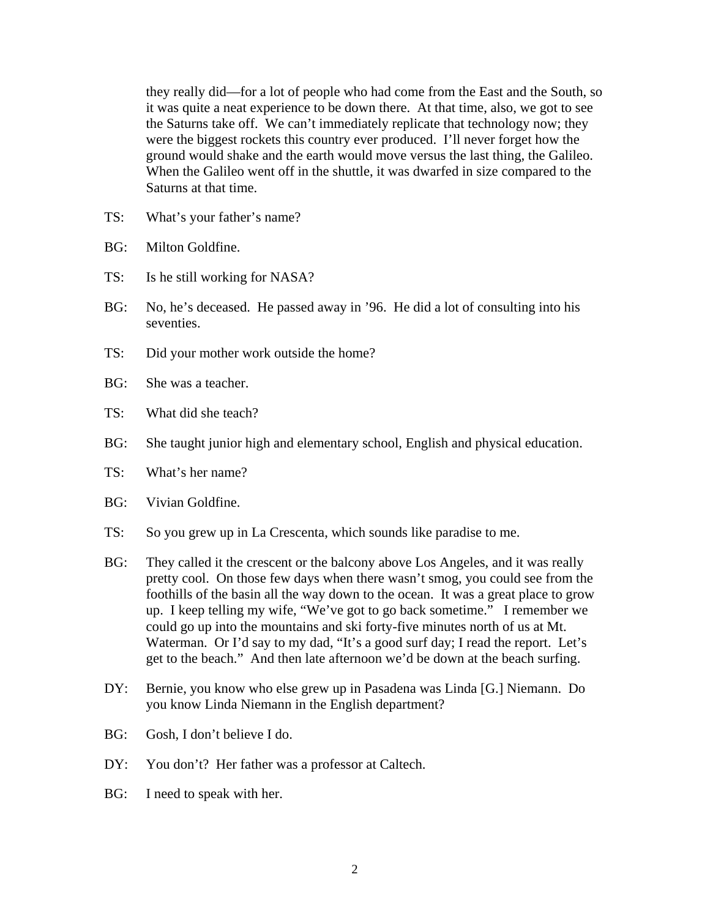they really did—for a lot of people who had come from the East and the South, so it was quite a neat experience to be down there. At that time, also, we got to see the Saturns take off. We can't immediately replicate that technology now; they were the biggest rockets this country ever produced. I'll never forget how the ground would shake and the earth would move versus the last thing, the Galileo. When the Galileo went off in the shuttle, it was dwarfed in size compared to the Saturns at that time.

TS: What's your father's name?

BG: Milton Goldfine.

TS: Is he still working for NASA?

BG: No, he's deceased. He passed away in '96. He did a lot of consulting into his seventies.

TS: Did your mother work outside the home?

BG: She was a teacher.

TS: What did she teach?

BG: She taught junior high and elementary school, English and physical education.

TS: What's her name?

BG: Vivian Goldfine.

TS: So you grew up in La Crescenta, which sounds like paradise to me.

BG: They called it the crescent or the balcony above Los Angeles, and it was really pretty cool. On those few days when there wasn't smog, you could see from the foothills of the basin all the way down to the ocean. It was a great place to grow up. I keep telling my wife, "We've got to go back sometime." I remember we could go up into the mountains and ski forty-five minutes north of us at Mt. Waterman. Or I'd say to my dad, "It's a good surf day; I read the report. Let's get to the beach." And then late afternoon we'd be down at the beach surfing.

DY: Bernie, you know who else grew up in Pasadena was Linda [G.] Niemann. Do you know Linda Niemann in the English department?

BG: Gosh, I don't believe I do.

DY: You don't? Her father was a professor at Caltech.

BG: I need to speak with her.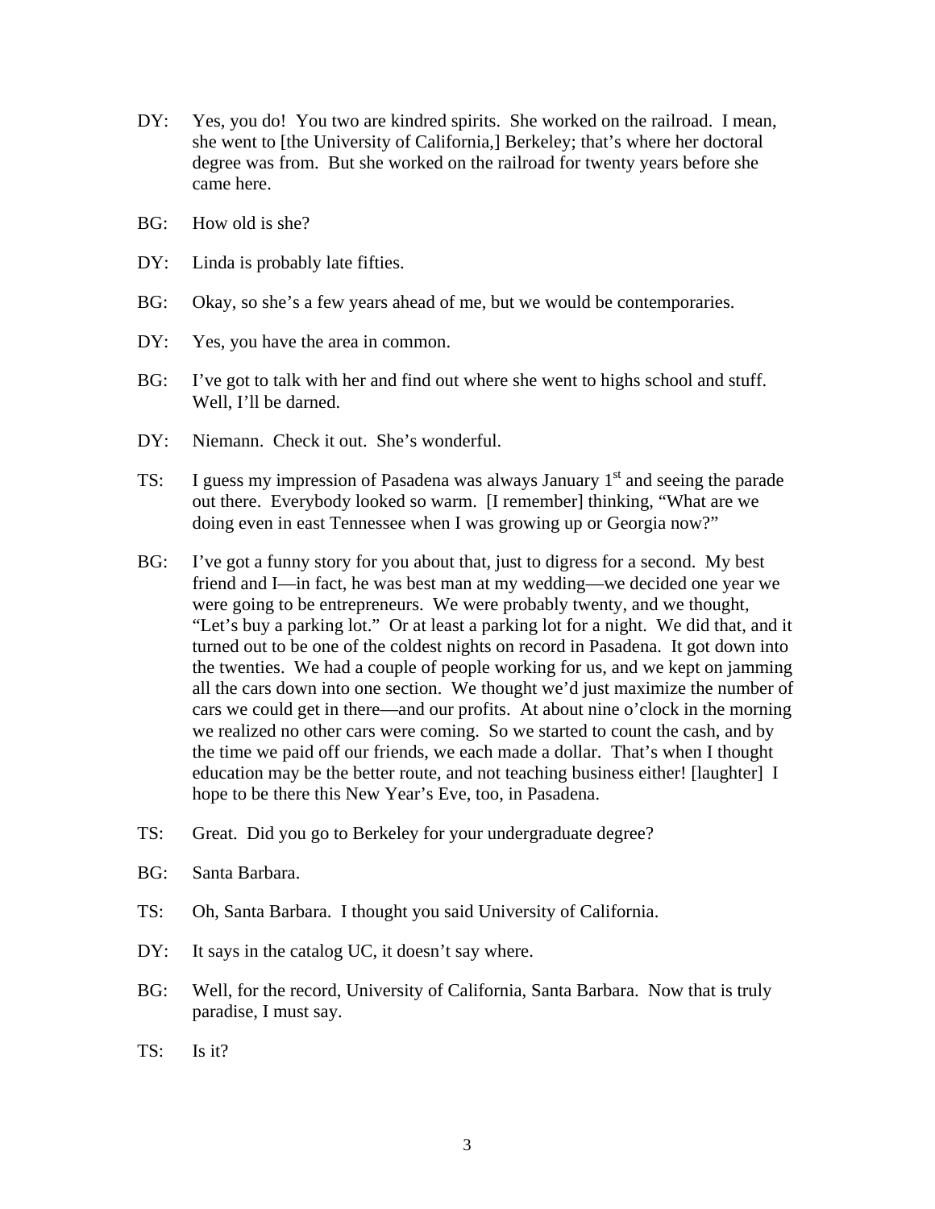DY: Yes, you do! You two are kindred spirits. She worked on the railroad. I mean, she went to [the University of California,] Berkeley; that's where her doctoral degree was from. But she worked on the railroad for twenty years before she came here.

BG: How old is she?

DY: Linda is probably late fifties.

BG: Okay, so she's a few years ahead of me, but we would be contemporaries.

DY: Yes, you have the area in common.

BG: I've got to talk with her and find out where she went to highs school and stuff. Well, I'll be darned.

DY: Niemann. Check it out. She's wonderful.

TS: I guess my impression of Pasadena was always January 1st and seeing the parade out there. Everybody looked so warm. [I remember] thinking, "What are we doing even in east Tennessee when I was growing up or Georgia now?"

BG: I've got a funny story for you about that, just to digress for a second. My best friend and I—in fact, he was best man at my wedding—we decided one year we were going to be entrepreneurs. We were probably twenty, and we thought, "Let's buy a parking lot." Or at least a parking lot for a night. We did that, and it turned out to be one of the coldest nights on record in Pasadena. It got down into the twenties. We had a couple of people working for us, and we kept on jamming all the cars down into one section. We thought we'd just maximize the number of cars we could get in there—and our profits. At about nine o'clock in the morning we realized no other cars were coming. So we started to count the cash, and by the time we paid off our friends, we each made a dollar. That's when I thought education may be the better route, and not teaching business either! [laughter] I hope to be there this New Year's Eve, too, in Pasadena.

TS: Great. Did you go to Berkeley for your undergraduate degree?

BG: Santa Barbara.

TS: Oh, Santa Barbara. I thought you said University of California.

DY: It says in the catalog UC, it doesn't say where.

BG: Well, for the record, University of California, Santa Barbara. Now that is truly paradise, I must say.

TS: Is it?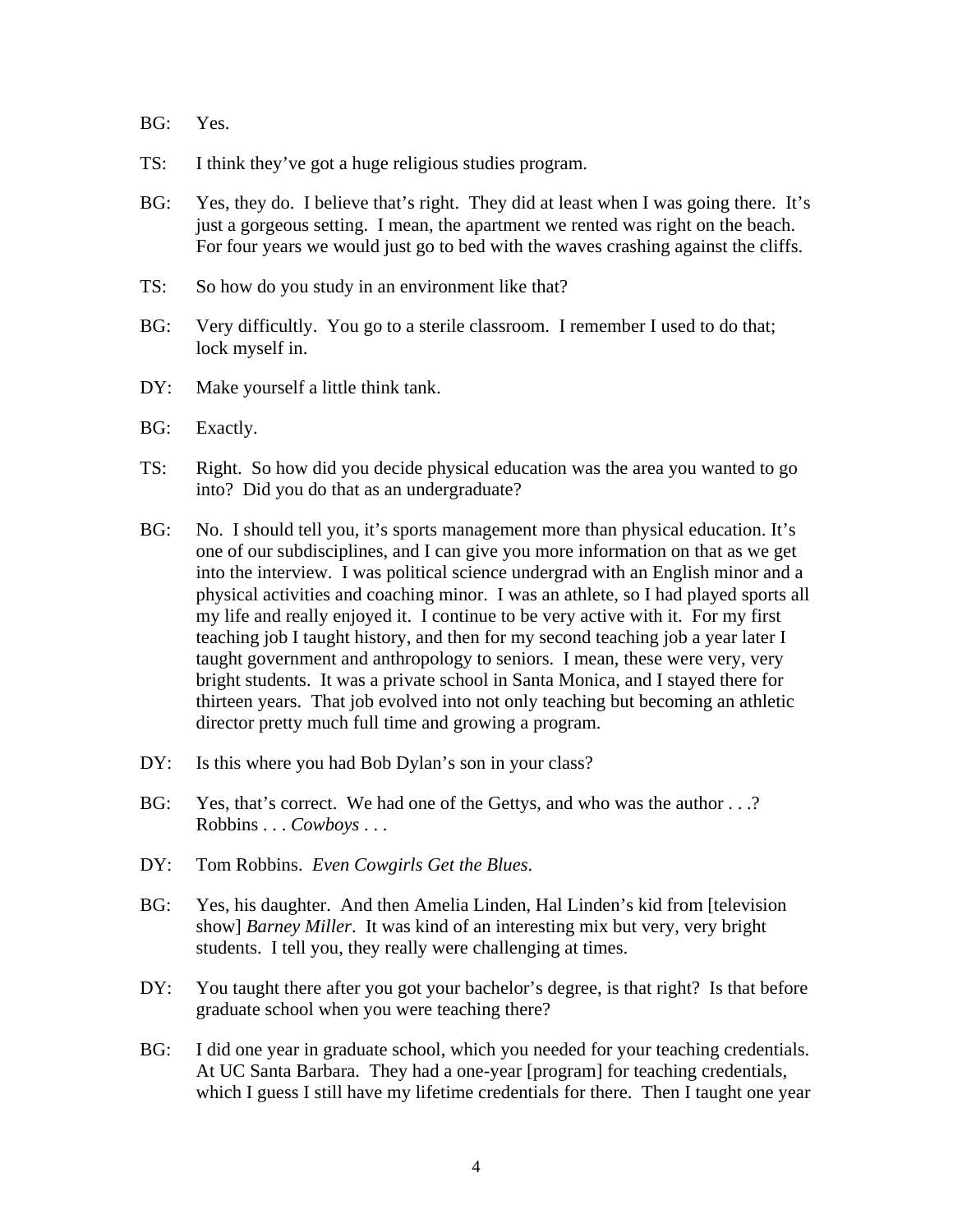BG: Yes.

TS: I think they've got a huge religious studies program.

BG: Yes, they do. I believe that's right. They did at least when I was going there. It's just a gorgeous setting. I mean, the apartment we rented was right on the beach. For four years we would just go to bed with the waves crashing against the cliffs.

TS: So how do you study in an environment like that?

BG: Very difficultly. You go to a sterile classroom. I remember I used to do that; lock myself in.

DY: Make yourself a little think tank.

BG: Exactly.

TS: Right. So how did you decide physical education was the area you wanted to go into? Did you do that as an undergraduate?

BG: No. I should tell you, it's sports management more than physical education. It's one of our subdisciplines, and I can give you more information on that as we get into the interview. I was political science undergrad with an English minor and a physical activities and coaching minor. I was an athlete, so I had played sports all my life and really enjoyed it. I continue to be very active with it. For my first teaching job I taught history, and then for my second teaching job a year later I taught government and anthropology to seniors. I mean, these were very, very bright students. It was a private school in Santa Monica, and I stayed there for thirteen years. That job evolved into not only teaching but becoming an athletic director pretty much full time and growing a program.

DY: Is this where you had Bob Dylan's son in your class?

BG: Yes, that's correct. We had one of the Gettys, and who was the author . . .? Robbins . . . *Cowboys* . . .

DY: Tom Robbins. *Even Cowgirls Get the Blues*.

BG: Yes, his daughter. And then Amelia Linden, Hal Linden's kid from [television show] *Barney Miller*. It was kind of an interesting mix but very, very bright students. I tell you, they really were challenging at times.

DY: You taught there after you got your bachelor's degree, is that right? Is that before graduate school when you were teaching there?

BG: I did one year in graduate school, which you needed for your teaching credentials. At UC Santa Barbara. They had a one-year [program] for teaching credentials, which I guess I still have my lifetime credentials for there. Then I taught one year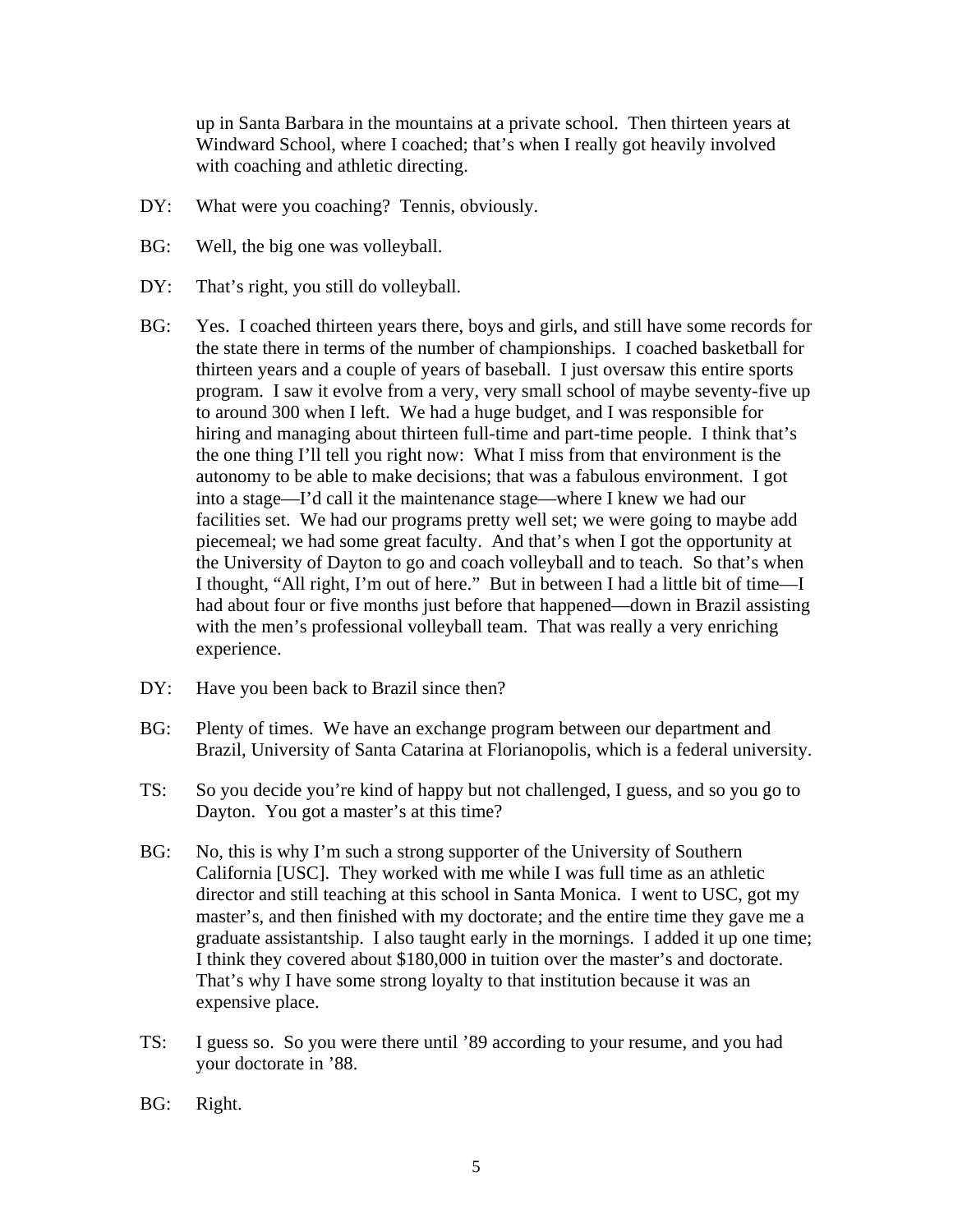up in Santa Barbara in the mountains at a private school. Then thirteen years at Windward School, where I coached; that's when I really got heavily involved with coaching and athletic directing.

DY: What were you coaching? Tennis, obviously.

BG: Well, the big one was volleyball.

DY: That's right, you still do volleyball.

BG: Yes. I coached thirteen years there, boys and girls, and still have some records for the state there in terms of the number of championships. I coached basketball for thirteen years and a couple of years of baseball. I just oversaw this entire sports program. I saw it evolve from a very, very small school of maybe seventy-five up to around 300 when I left. We had a huge budget, and I was responsible for hiring and managing about thirteen full-time and part-time people. I think that's the one thing I'll tell you right now: What I miss from that environment is the autonomy to be able to make decisions; that was a fabulous environment. I got into a stage—I'd call it the maintenance stage—where I knew we had our facilities set. We had our programs pretty well set; we were going to maybe add piecemeal; we had some great faculty. And that's when I got the opportunity at the University of Dayton to go and coach volleyball and to teach. So that's when I thought, "All right, I'm out of here." But in between I had a little bit of time—I had about four or five months just before that happened—down in Brazil assisting with the men's professional volleyball team. That was really a very enriching experience.

DY: Have you been back to Brazil since then?

BG: Plenty of times. We have an exchange program between our department and Brazil, University of Santa Catarina at Florianopolis, which is a federal university.

TS: So you decide you're kind of happy but not challenged, I guess, and so you go to Dayton. You got a master's at this time?

BG: No, this is why I'm such a strong supporter of the University of Southern California [USC]. They worked with me while I was full time as an athletic director and still teaching at this school in Santa Monica. I went to USC, got my master's, and then finished with my doctorate; and the entire time they gave me a graduate assistantship. I also taught early in the mornings. I added it up one time; I think they covered about $180,000 in tuition over the master's and doctorate. That's why I have some strong loyalty to that institution because it was an expensive place.

TS: I guess so. So you were there until '89 according to your resume, and you had your doctorate in '88.

BG: Right.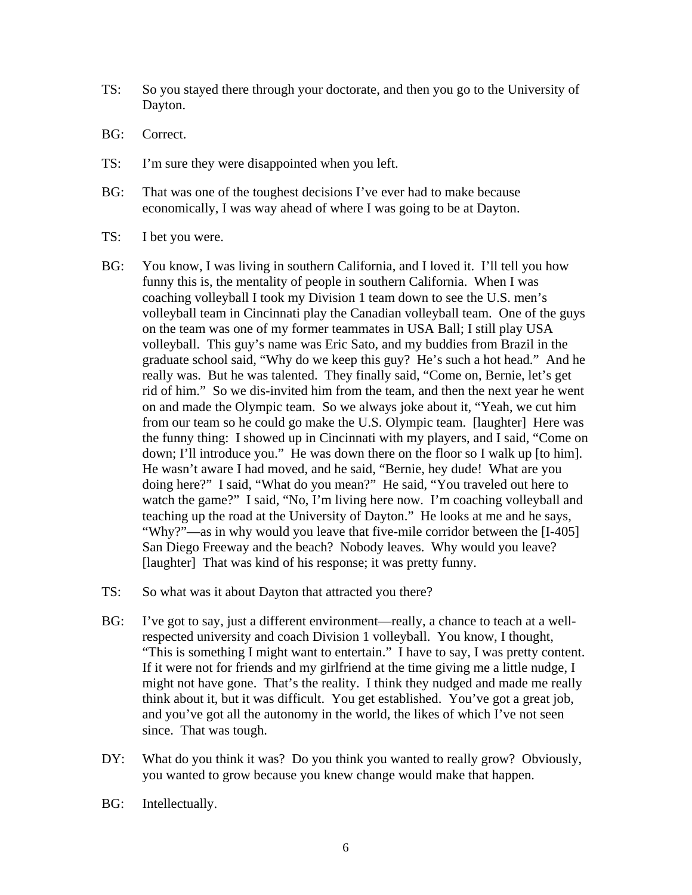TS: So you stayed there through your doctorate, and then you go to the University of Dayton.

BG: Correct.

TS: I'm sure they were disappointed when you left.

BG: That was one of the toughest decisions I've ever had to make because economically, I was way ahead of where I was going to be at Dayton.

TS: I bet you were.

BG: You know, I was living in southern California, and I loved it. I'll tell you how funny this is, the mentality of people in southern California. When I was coaching volleyball I took my Division 1 team down to see the U.S. men's volleyball team in Cincinnati play the Canadian volleyball team. One of the guys on the team was one of my former teammates in USA Ball; I still play USA volleyball. This guy's name was Eric Sato, and my buddies from Brazil in the graduate school said, "Why do we keep this guy? He's such a hot head." And he really was. But he was talented. They finally said, "Come on, Bernie, let's get rid of him." So we dis-invited him from the team, and then the next year he went on and made the Olympic team. So we always joke about it, "Yeah, we cut him from our team so he could go make the U.S. Olympic team. [laughter] Here was the funny thing: I showed up in Cincinnati with my players, and I said, "Come on down; I'll introduce you." He was down there on the floor so I walk up [to him]. He wasn't aware I had moved, and he said, "Bernie, hey dude! What are you doing here?" I said, "What do you mean?" He said, "You traveled out here to watch the game?" I said, "No, I'm living here now. I'm coaching volleyball and teaching up the road at the University of Dayton." He looks at me and he says, "Why?"—as in why would you leave that five-mile corridor between the [I-405] San Diego Freeway and the beach? Nobody leaves. Why would you leave? [laughter] That was kind of his response; it was pretty funny.

TS: So what was it about Dayton that attracted you there?

BG: I've got to say, just a different environment—really, a chance to teach at a well-respected university and coach Division 1 volleyball. You know, I thought, "This is something I might want to entertain." I have to say, I was pretty content. If it were not for friends and my girlfriend at the time giving me a little nudge, I might not have gone. That's the reality. I think they nudged and made me really think about it, but it was difficult. You get established. You've got a great job, and you've got all the autonomy in the world, the likes of which I've not seen since. That was tough.

DY: What do you think it was? Do you think you wanted to really grow? Obviously, you wanted to grow because you knew change would make that happen.

BG: Intellectually.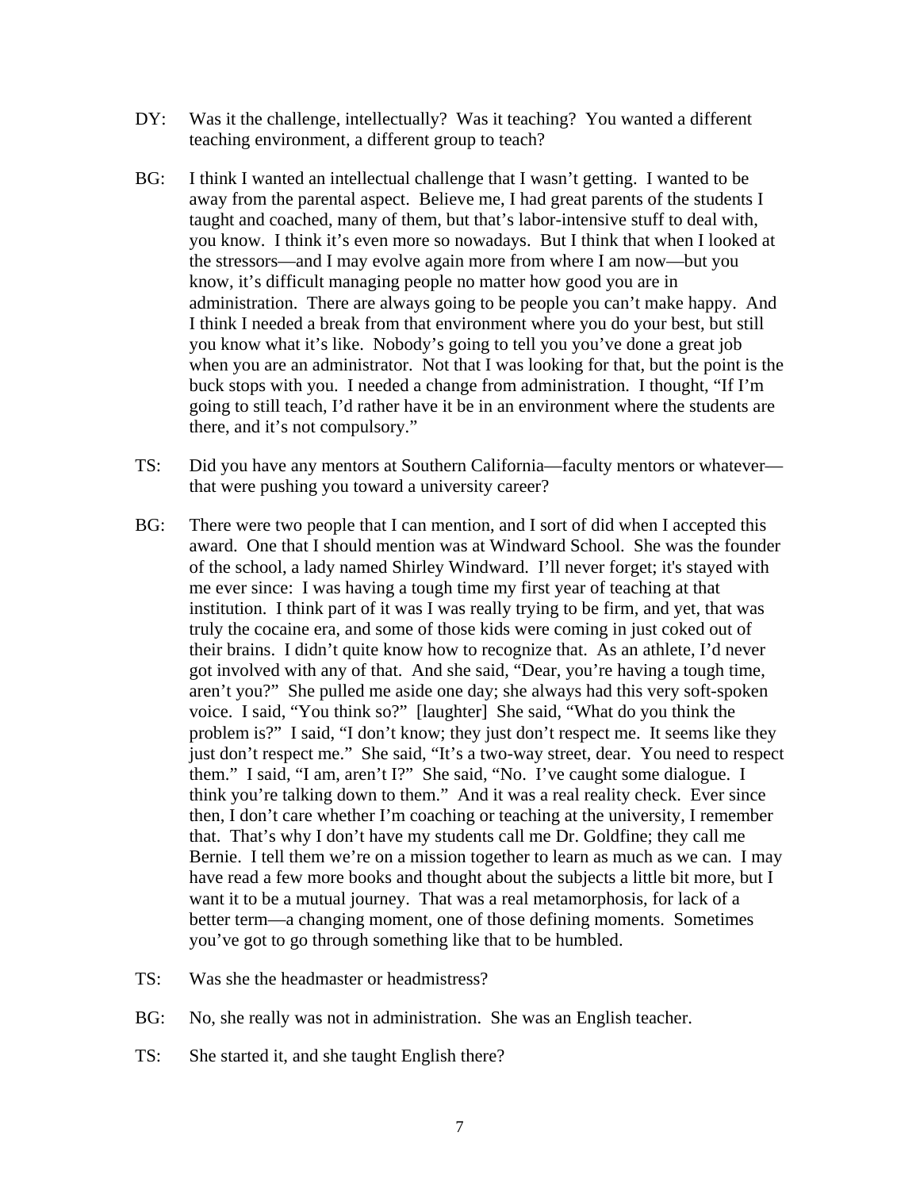DY: Was it the challenge, intellectually? Was it teaching? You wanted a different teaching environment, a different group to teach?

BG: I think I wanted an intellectual challenge that I wasn't getting. I wanted to be away from the parental aspect. Believe me, I had great parents of the students I taught and coached, many of them, but that's labor-intensive stuff to deal with, you know. I think it's even more so nowadays. But I think that when I looked at the stressors—and I may evolve again more from where I am now—but you know, it's difficult managing people no matter how good you are in administration. There are always going to be people you can't make happy. And I think I needed a break from that environment where you do your best, but still you know what it's like. Nobody's going to tell you you've done a great job when you are an administrator. Not that I was looking for that, but the point is the buck stops with you. I needed a change from administration. I thought, "If I'm going to still teach, I'd rather have it be in an environment where the students are there, and it's not compulsory."

TS: Did you have any mentors at Southern California—faculty mentors or whatever—that were pushing you toward a university career?

BG: There were two people that I can mention, and I sort of did when I accepted this award. One that I should mention was at Windward School. She was the founder of the school, a lady named Shirley Windward. I'll never forget; it's stayed with me ever since: I was having a tough time my first year of teaching at that institution. I think part of it was I was really trying to be firm, and yet, that was truly the cocaine era, and some of those kids were coming in just coked out of their brains. I didn't quite know how to recognize that. As an athlete, I'd never got involved with any of that. And she said, "Dear, you're having a tough time, aren't you?" She pulled me aside one day; she always had this very soft-spoken voice. I said, "You think so?" [laughter] She said, "What do you think the problem is?" I said, "I don't know; they just don't respect me. It seems like they just don't respect me." She said, "It's a two-way street, dear. You need to respect them." I said, "I am, aren't I?" She said, "No. I've caught some dialogue. I think you're talking down to them." And it was a real reality check. Ever since then, I don't care whether I'm coaching or teaching at the university, I remember that. That's why I don't have my students call me Dr. Goldfine; they call me Bernie. I tell them we're on a mission together to learn as much as we can. I may have read a few more books and thought about the subjects a little bit more, but I want it to be a mutual journey. That was a real metamorphosis, for lack of a better term—a changing moment, one of those defining moments. Sometimes you've got to go through something like that to be humbled.

TS: Was she the headmaster or headmistress?

BG: No, she really was not in administration. She was an English teacher.

TS: She started it, and she taught English there?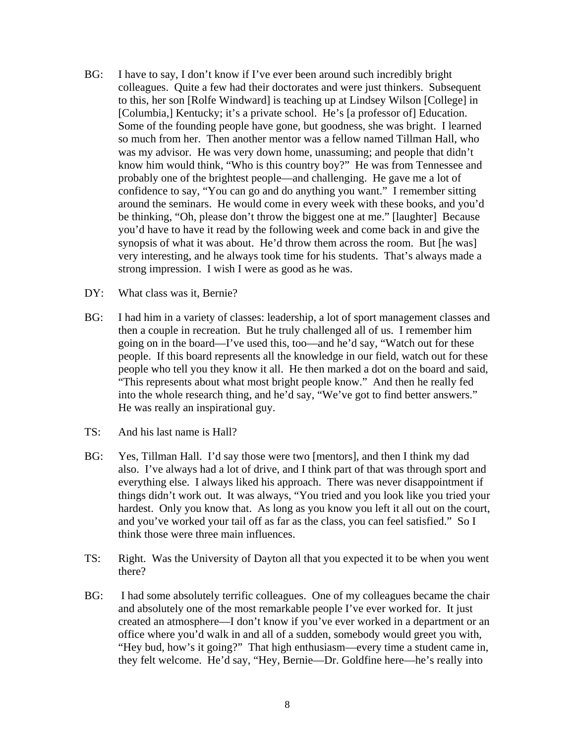BG: I have to say, I don't know if I've ever been around such incredibly bright colleagues. Quite a few had their doctorates and were just thinkers. Subsequent to this, her son [Rolfe Windward] is teaching up at Lindsey Wilson [College] in [Columbia,] Kentucky; it's a private school. He's [a professor of] Education. Some of the founding people have gone, but goodness, she was bright. I learned so much from her. Then another mentor was a fellow named Tillman Hall, who was my advisor. He was very down home, unassuming; and people that didn't know him would think, "Who is this country boy?" He was from Tennessee and probably one of the brightest people—and challenging. He gave me a lot of confidence to say, "You can go and do anything you want." I remember sitting around the seminars. He would come in every week with these books, and you'd be thinking, "Oh, please don't throw the biggest one at me." [laughter] Because you'd have to have it read by the following week and come back in and give the synopsis of what it was about. He'd throw them across the room. But [he was] very interesting, and he always took time for his students. That's always made a strong impression. I wish I were as good as he was.

DY: What class was it, Bernie?

BG: I had him in a variety of classes: leadership, a lot of sport management classes and then a couple in recreation. But he truly challenged all of us. I remember him going on in the board—I've used this, too—and he'd say, "Watch out for these people. If this board represents all the knowledge in our field, watch out for these people who tell you they know it all. He then marked a dot on the board and said, "This represents about what most bright people know." And then he really fed into the whole research thing, and he'd say, "We've got to find better answers." He was really an inspirational guy.

TS: And his last name is Hall?

BG: Yes, Tillman Hall. I'd say those were two [mentors], and then I think my dad also. I've always had a lot of drive, and I think part of that was through sport and everything else. I always liked his approach. There was never disappointment if things didn't work out. It was always, "You tried and you look like you tried your hardest. Only you know that. As long as you know you left it all out on the court, and you've worked your tail off as far as the class, you can feel satisfied." So I think those were three main influences.

TS: Right. Was the University of Dayton all that you expected it to be when you went there?

BG: I had some absolutely terrific colleagues. One of my colleagues became the chair and absolutely one of the most remarkable people I've ever worked for. It just created an atmosphere—I don't know if you've ever worked in a department or an office where you'd walk in and all of a sudden, somebody would greet you with, "Hey bud, how's it going?" That high enthusiasm—every time a student came in, they felt welcome. He'd say, "Hey, Bernie—Dr. Goldfine here—he's really into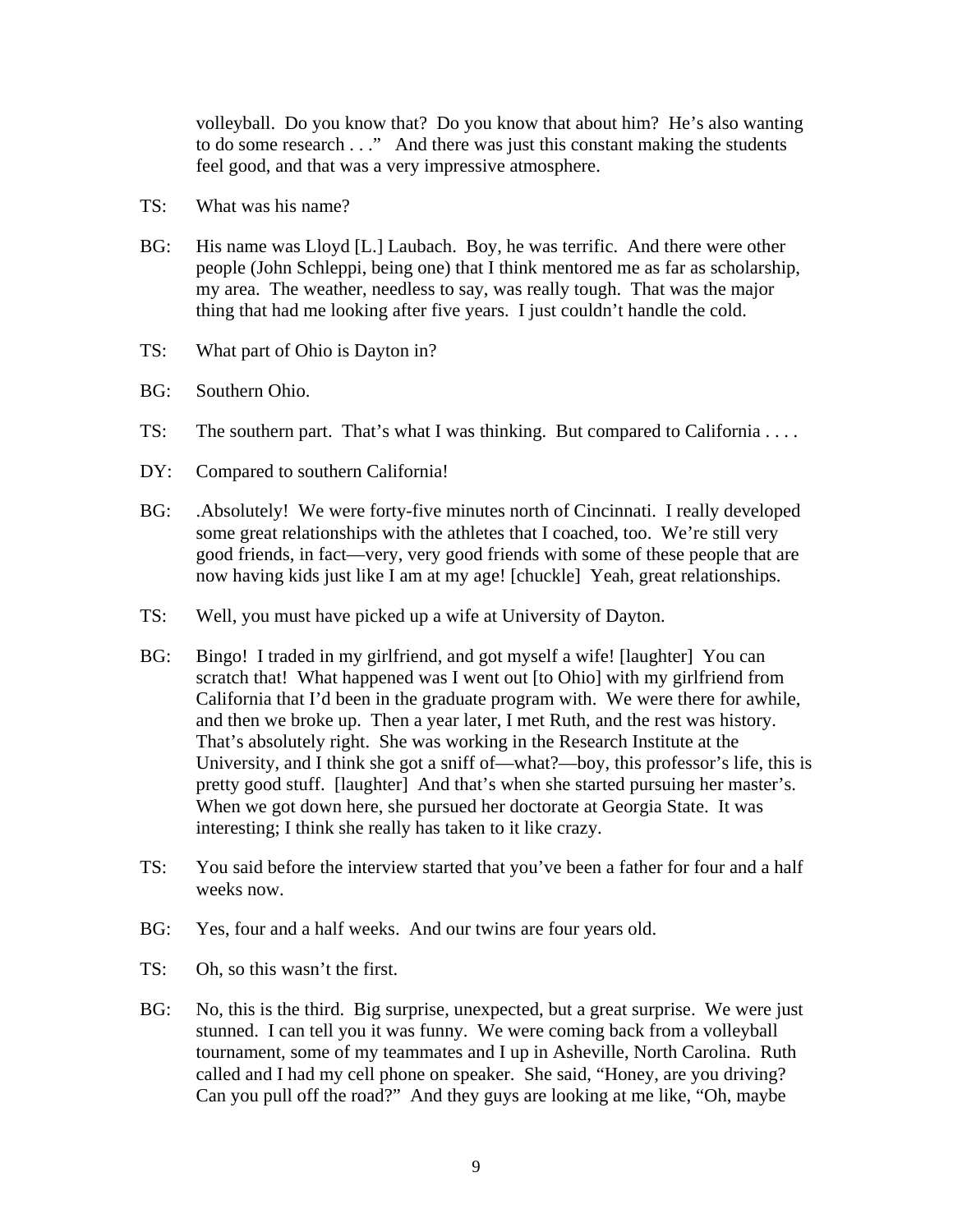volleyball. Do you know that? Do you know that about him? He's also wanting to do some research . . ." And there was just this constant making the students feel good, and that was a very impressive atmosphere.

TS: What was his name?

BG: His name was Lloyd [L.] Laubach. Boy, he was terrific. And there were other people (John Schleppi, being one) that I think mentored me as far as scholarship, my area. The weather, needless to say, was really tough. That was the major thing that had me looking after five years. I just couldn't handle the cold.

TS: What part of Ohio is Dayton in?

BG: Southern Ohio.

TS: The southern part. That's what I was thinking. But compared to California . . . .

DY: Compared to southern California!

BG: .Absolutely! We were forty-five minutes north of Cincinnati. I really developed some great relationships with the athletes that I coached, too. We're still very good friends, in fact—very, very good friends with some of these people that are now having kids just like I am at my age! [chuckle] Yeah, great relationships.

TS: Well, you must have picked up a wife at University of Dayton.

BG: Bingo! I traded in my girlfriend, and got myself a wife! [laughter] You can scratch that! What happened was I went out [to Ohio] with my girlfriend from California that I'd been in the graduate program with. We were there for awhile, and then we broke up. Then a year later, I met Ruth, and the rest was history. That's absolutely right. She was working in the Research Institute at the University, and I think she got a sniff of—what?—boy, this professor's life, this is pretty good stuff. [laughter] And that's when she started pursuing her master's. When we got down here, she pursued her doctorate at Georgia State. It was interesting; I think she really has taken to it like crazy.

TS: You said before the interview started that you've been a father for four and a half weeks now.

BG: Yes, four and a half weeks. And our twins are four years old.

TS: Oh, so this wasn't the first.

BG: No, this is the third. Big surprise, unexpected, but a great surprise. We were just stunned. I can tell you it was funny. We were coming back from a volleyball tournament, some of my teammates and I up in Asheville, North Carolina. Ruth called and I had my cell phone on speaker. She said, "Honey, are you driving? Can you pull off the road?" And they guys are looking at me like, "Oh, maybe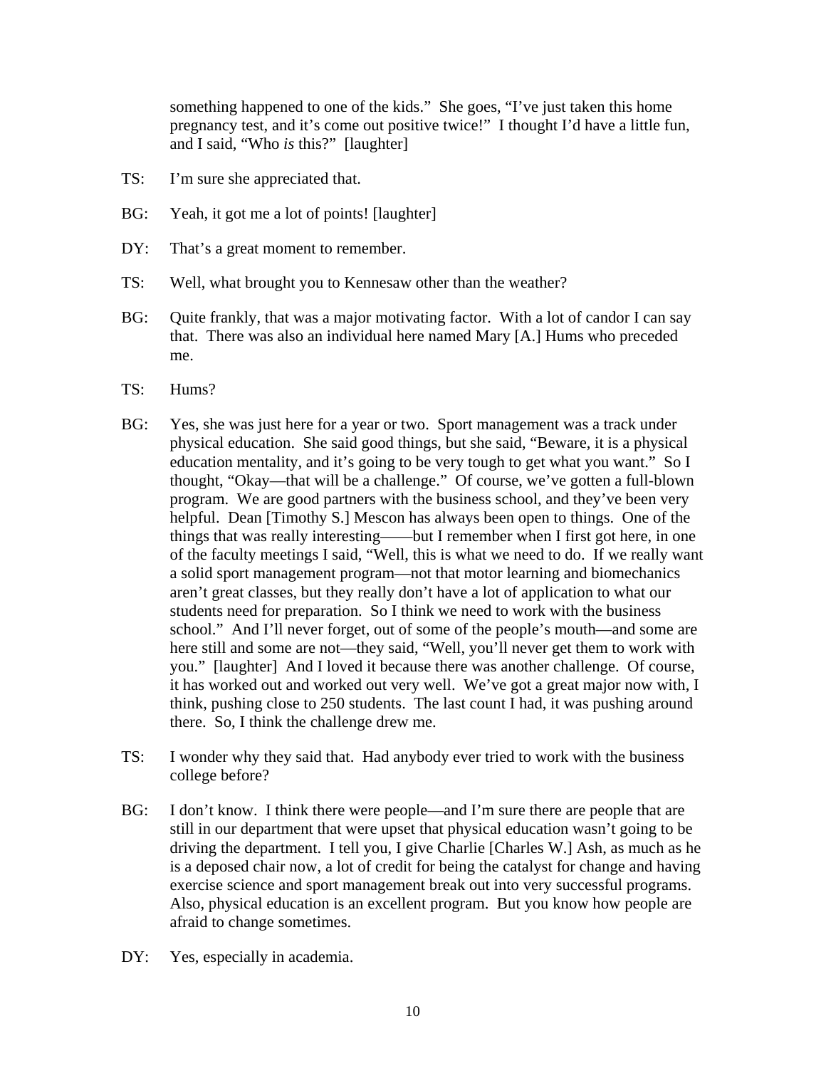something happened to one of the kids." She goes, "I've just taken this home pregnancy test, and it's come out positive twice!" I thought I'd have a little fun, and I said, "Who *is* this?" [laughter]

TS: I'm sure she appreciated that.

BG: Yeah, it got me a lot of points! [laughter]

DY: That's a great moment to remember.

TS: Well, what brought you to Kennesaw other than the weather?

BG: Quite frankly, that was a major motivating factor. With a lot of candor I can say that. There was also an individual here named Mary [A.] Hums who preceded me.

TS: Hums?

BG: Yes, she was just here for a year or two. Sport management was a track under physical education. She said good things, but she said, "Beware, it is a physical education mentality, and it's going to be very tough to get what you want." So I thought, "Okay—that will be a challenge." Of course, we've gotten a full-blown program. We are good partners with the business school, and they've been very helpful. Dean [Timothy S.] Mescon has always been open to things. One of the things that was really interesting——but I remember when I first got here, in one of the faculty meetings I said, "Well, this is what we need to do. If we really want a solid sport management program—not that motor learning and biomechanics aren't great classes, but they really don't have a lot of application to what our students need for preparation. So I think we need to work with the business school." And I'll never forget, out of some of the people's mouth—and some are here still and some are not—they said, "Well, you'll never get them to work with you." [laughter] And I loved it because there was another challenge. Of course, it has worked out and worked out very well. We've got a great major now with, I think, pushing close to 250 students. The last count I had, it was pushing around there. So, I think the challenge drew me.

TS: I wonder why they said that. Had anybody ever tried to work with the business college before?

BG: I don't know. I think there were people—and I'm sure there are people that are still in our department that were upset that physical education wasn't going to be driving the department. I tell you, I give Charlie [Charles W.] Ash, as much as he is a deposed chair now, a lot of credit for being the catalyst for change and having exercise science and sport management break out into very successful programs. Also, physical education is an excellent program. But you know how people are afraid to change sometimes.

DY: Yes, especially in academia.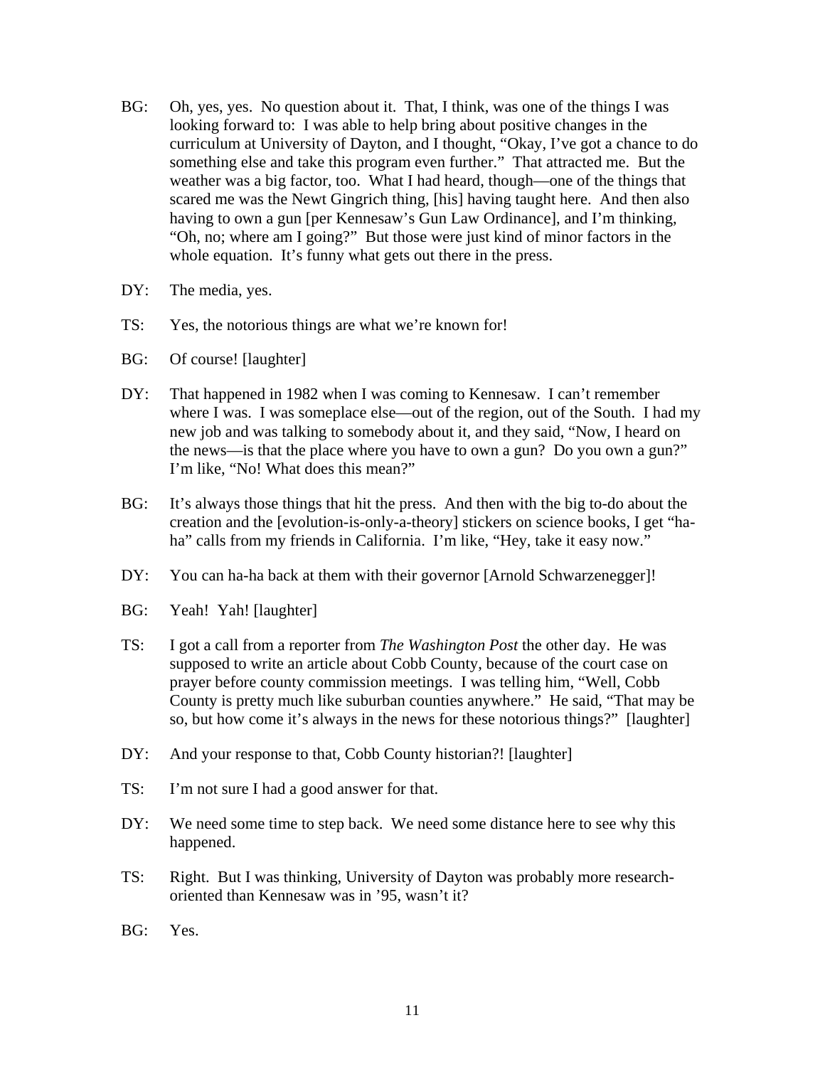BG: Oh, yes, yes. No question about it. That, I think, was one of the things I was looking forward to: I was able to help bring about positive changes in the curriculum at University of Dayton, and I thought, "Okay, I've got a chance to do something else and take this program even further." That attracted me. But the weather was a big factor, too. What I had heard, though—one of the things that scared me was the Newt Gingrich thing, [his] having taught here. And then also having to own a gun [per Kennesaw's Gun Law Ordinance], and I'm thinking, "Oh, no; where am I going?" But those were just kind of minor factors in the whole equation. It's funny what gets out there in the press.

DY: The media, yes.

TS: Yes, the notorious things are what we're known for!

BG: Of course! [laughter]

DY: That happened in 1982 when I was coming to Kennesaw. I can't remember where I was. I was someplace else—out of the region, out of the South. I had my new job and was talking to somebody about it, and they said, "Now, I heard on the news—is that the place where you have to own a gun? Do you own a gun?" I'm like, "No! What does this mean?"

BG: It's always those things that hit the press. And then with the big to-do about the creation and the [evolution-is-only-a-theory] stickers on science books, I get "ha-ha" calls from my friends in California. I'm like, "Hey, take it easy now."

DY: You can ha-ha back at them with their governor [Arnold Schwarzenegger]!

BG: Yeah! Yah! [laughter]

TS: I got a call from a reporter from *The Washington Post* the other day. He was supposed to write an article about Cobb County, because of the court case on prayer before county commission meetings. I was telling him, "Well, Cobb County is pretty much like suburban counties anywhere." He said, "That may be so, but how come it's always in the news for these notorious things?" [laughter]

DY: And your response to that, Cobb County historian?! [laughter]

TS: I'm not sure I had a good answer for that.

DY: We need some time to step back. We need some distance here to see why this happened.

TS: Right. But I was thinking, University of Dayton was probably more research-oriented than Kennesaw was in '95, wasn't it?

BG: Yes.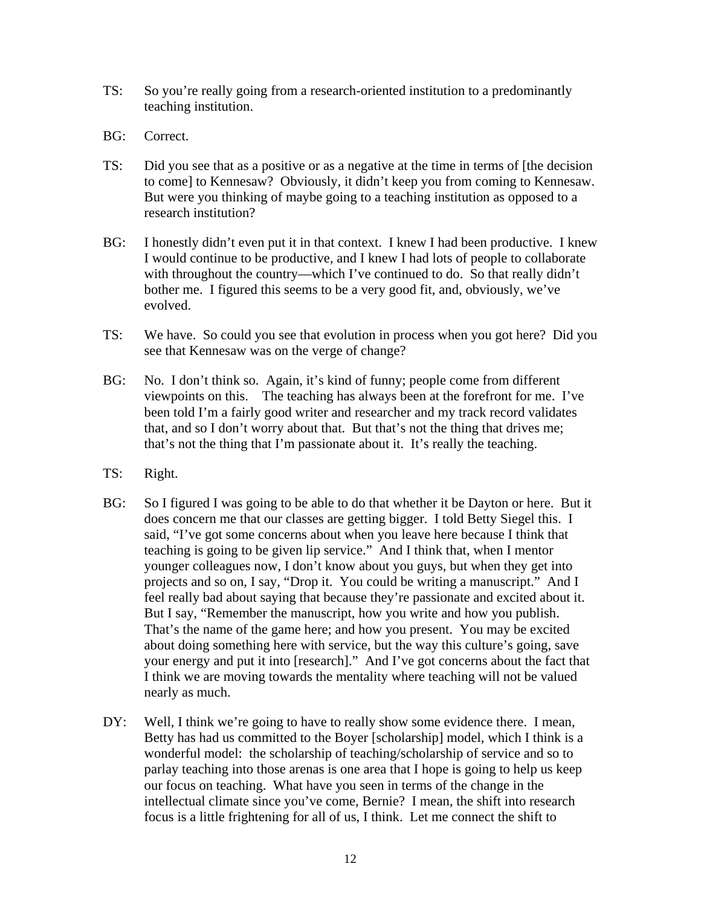TS: So you're really going from a research-oriented institution to a predominantly teaching institution.

BG: Correct.

TS: Did you see that as a positive or as a negative at the time in terms of [the decision to come] to Kennesaw? Obviously, it didn't keep you from coming to Kennesaw. But were you thinking of maybe going to a teaching institution as opposed to a research institution?

BG: I honestly didn't even put it in that context. I knew I had been productive. I knew I would continue to be productive, and I knew I had lots of people to collaborate with throughout the country—which I've continued to do. So that really didn't bother me. I figured this seems to be a very good fit, and, obviously, we've evolved.

TS: We have. So could you see that evolution in process when you got here? Did you see that Kennesaw was on the verge of change?

BG: No. I don't think so. Again, it's kind of funny; people come from different viewpoints on this. The teaching has always been at the forefront for me. I've been told I'm a fairly good writer and researcher and my track record validates that, and so I don't worry about that. But that's not the thing that drives me; that's not the thing that I'm passionate about it. It's really the teaching.

TS: Right.

BG: So I figured I was going to be able to do that whether it be Dayton or here. But it does concern me that our classes are getting bigger. I told Betty Siegel this. I said, "I've got some concerns about when you leave here because I think that teaching is going to be given lip service." And I think that, when I mentor younger colleagues now, I don't know about you guys, but when they get into projects and so on, I say, "Drop it. You could be writing a manuscript." And I feel really bad about saying that because they're passionate and excited about it. But I say, "Remember the manuscript, how you write and how you publish. That's the name of the game here; and how you present. You may be excited about doing something here with service, but the way this culture's going, save your energy and put it into [research]." And I've got concerns about the fact that I think we are moving towards the mentality where teaching will not be valued nearly as much.

DY: Well, I think we're going to have to really show some evidence there. I mean, Betty has had us committed to the Boyer [scholarship] model, which I think is a wonderful model: the scholarship of teaching/scholarship of service and so to parlay teaching into those arenas is one area that I hope is going to help us keep our focus on teaching. What have you seen in terms of the change in the intellectual climate since you've come, Bernie? I mean, the shift into research focus is a little frightening for all of us, I think. Let me connect the shift to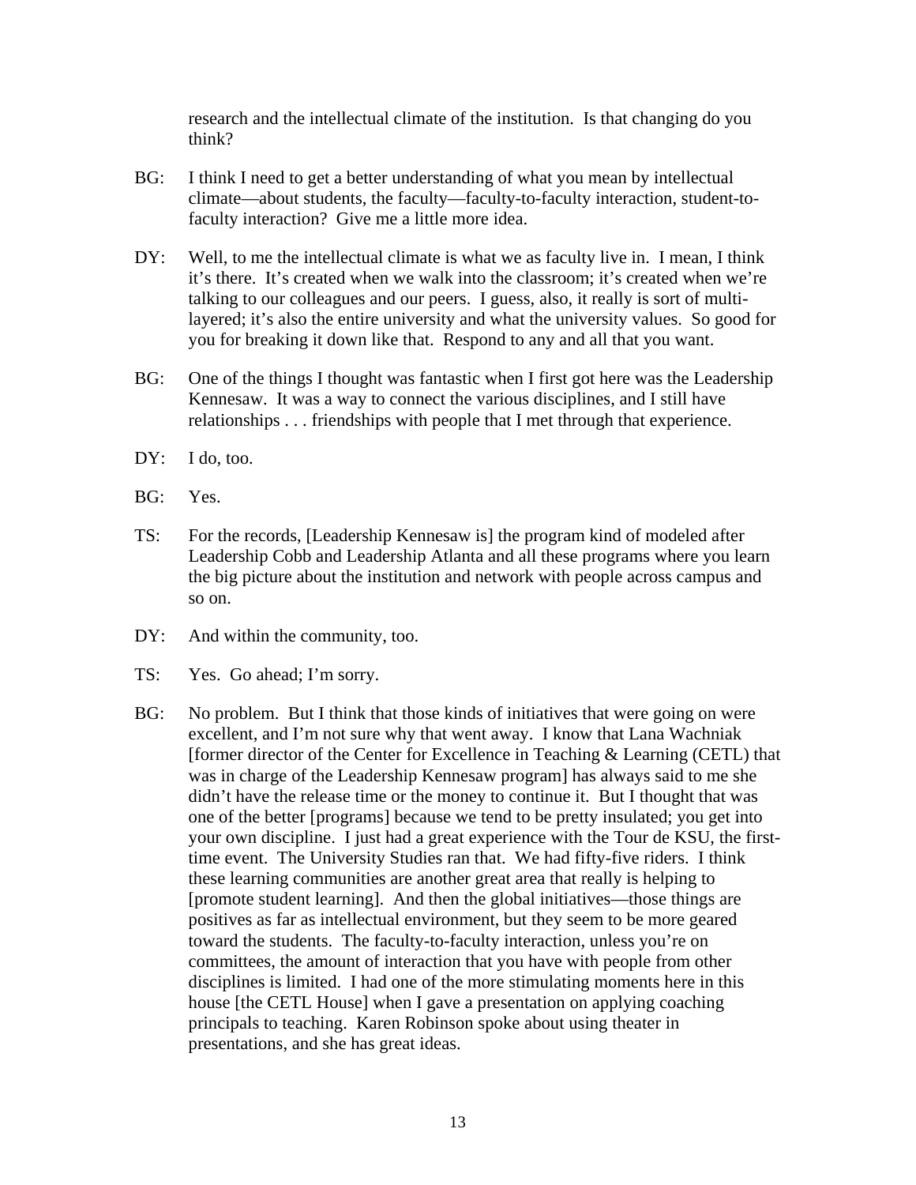research and the intellectual climate of the institution. Is that changing do you think?

BG: I think I need to get a better understanding of what you mean by intellectual climate—about students, the faculty—faculty-to-faculty interaction, student-to-faculty interaction? Give me a little more idea.

DY: Well, to me the intellectual climate is what we as faculty live in. I mean, I think it's there. It's created when we walk into the classroom; it's created when we're talking to our colleagues and our peers. I guess, also, it really is sort of multi-layered; it's also the entire university and what the university values. So good for you for breaking it down like that. Respond to any and all that you want.

BG: One of the things I thought was fantastic when I first got here was the Leadership Kennesaw. It was a way to connect the various disciplines, and I still have relationships . . . friendships with people that I met through that experience.

DY: I do, too.

BG: Yes.

TS: For the records, [Leadership Kennesaw is] the program kind of modeled after Leadership Cobb and Leadership Atlanta and all these programs where you learn the big picture about the institution and network with people across campus and so on.

DY: And within the community, too.

TS: Yes. Go ahead; I'm sorry.

BG: No problem. But I think that those kinds of initiatives that were going on were excellent, and I'm not sure why that went away. I know that Lana Wachniak [former director of the Center for Excellence in Teaching & Learning (CETL) that was in charge of the Leadership Kennesaw program] has always said to me she didn't have the release time or the money to continue it. But I thought that was one of the better [programs] because we tend to be pretty insulated; you get into your own discipline. I just had a great experience with the Tour de KSU, the first-time event. The University Studies ran that. We had fifty-five riders. I think these learning communities are another great area that really is helping to [promote student learning]. And then the global initiatives—those things are positives as far as intellectual environment, but they seem to be more geared toward the students. The faculty-to-faculty interaction, unless you're on committees, the amount of interaction that you have with people from other disciplines is limited. I had one of the more stimulating moments here in this house [the CETL House] when I gave a presentation on applying coaching principals to teaching. Karen Robinson spoke about using theater in presentations, and she has great ideas.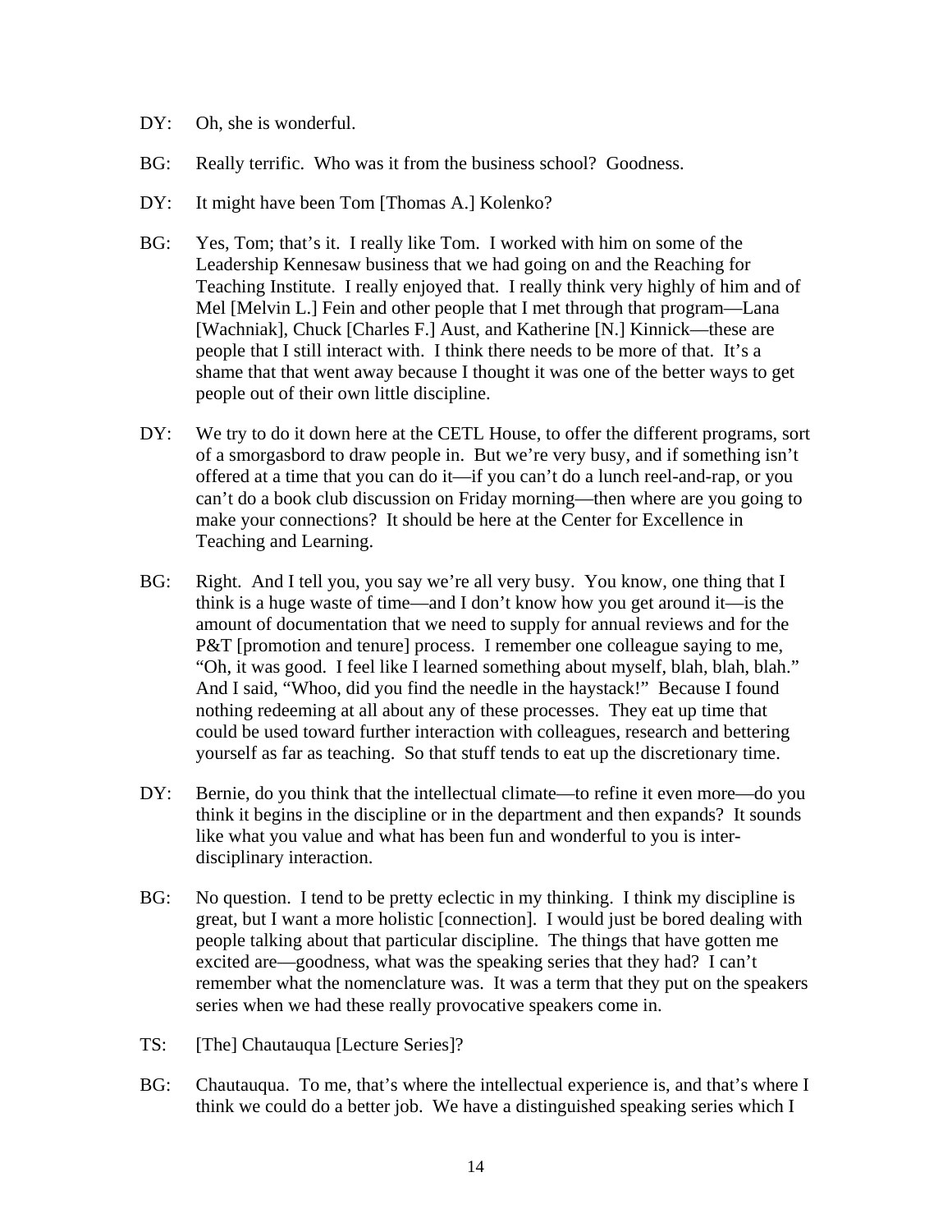DY: Oh, she is wonderful.

BG: Really terrific. Who was it from the business school? Goodness.

DY: It might have been Tom [Thomas A.] Kolenko?

BG: Yes, Tom; that's it. I really like Tom. I worked with him on some of the Leadership Kennesaw business that we had going on and the Reaching for Teaching Institute. I really enjoyed that. I really think very highly of him and of Mel [Melvin L.] Fein and other people that I met through that program—Lana [Wachniak], Chuck [Charles F.] Aust, and Katherine [N.] Kinnick—these are people that I still interact with. I think there needs to be more of that. It's a shame that that went away because I thought it was one of the better ways to get people out of their own little discipline.

DY: We try to do it down here at the CETL House, to offer the different programs, sort of a smorgasbord to draw people in. But we're very busy, and if something isn't offered at a time that you can do it—if you can't do a lunch reel-and-rap, or you can't do a book club discussion on Friday morning—then where are you going to make your connections? It should be here at the Center for Excellence in Teaching and Learning.

BG: Right. And I tell you, you say we're all very busy. You know, one thing that I think is a huge waste of time—and I don't know how you get around it—is the amount of documentation that we need to supply for annual reviews and for the P&T [promotion and tenure] process. I remember one colleague saying to me, "Oh, it was good. I feel like I learned something about myself, blah, blah, blah." And I said, "Whoo, did you find the needle in the haystack!" Because I found nothing redeeming at all about any of these processes. They eat up time that could be used toward further interaction with colleagues, research and bettering yourself as far as teaching. So that stuff tends to eat up the discretionary time.

DY: Bernie, do you think that the intellectual climate—to refine it even more—do you think it begins in the discipline or in the department and then expands? It sounds like what you value and what has been fun and wonderful to you is inter-disciplinary interaction.

BG: No question. I tend to be pretty eclectic in my thinking. I think my discipline is great, but I want a more holistic [connection]. I would just be bored dealing with people talking about that particular discipline. The things that have gotten me excited are—goodness, what was the speaking series that they had? I can't remember what the nomenclature was. It was a term that they put on the speakers series when we had these really provocative speakers come in.

TS: [The] Chautauqua [Lecture Series]?

BG: Chautauqua. To me, that's where the intellectual experience is, and that's where I think we could do a better job. We have a distinguished speaking series which I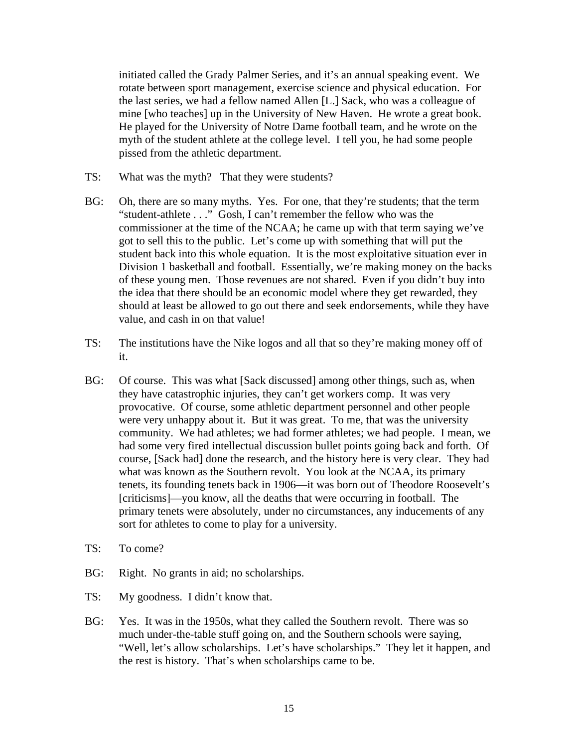initiated called the Grady Palmer Series, and it's an annual speaking event. We rotate between sport management, exercise science and physical education. For the last series, we had a fellow named Allen [L.] Sack, who was a colleague of mine [who teaches] up in the University of New Haven. He wrote a great book. He played for the University of Notre Dame football team, and he wrote on the myth of the student athlete at the college level. I tell you, he had some people pissed from the athletic department.

TS: What was the myth? That they were students?

BG: Oh, there are so many myths. Yes. For one, that they're students; that the term "student-athlete . . ." Gosh, I can't remember the fellow who was the commissioner at the time of the NCAA; he came up with that term saying we've got to sell this to the public. Let's come up with something that will put the student back into this whole equation. It is the most exploitative situation ever in Division 1 basketball and football. Essentially, we're making money on the backs of these young men. Those revenues are not shared. Even if you didn't buy into the idea that there should be an economic model where they get rewarded, they should at least be allowed to go out there and seek endorsements, while they have value, and cash in on that value!

TS: The institutions have the Nike logos and all that so they're making money off of it.

BG: Of course. This was what [Sack discussed] among other things, such as, when they have catastrophic injuries, they can't get workers comp. It was very provocative. Of course, some athletic department personnel and other people were very unhappy about it. But it was great. To me, that was the university community. We had athletes; we had former athletes; we had people. I mean, we had some very fired intellectual discussion bullet points going back and forth. Of course, [Sack had] done the research, and the history here is very clear. They had what was known as the Southern revolt. You look at the NCAA, its primary tenets, its founding tenets back in 1906—it was born out of Theodore Roosevelt's [criticisms]—you know, all the deaths that were occurring in football. The primary tenets were absolutely, under no circumstances, any inducements of any sort for athletes to come to play for a university.

TS: To come?

BG: Right. No grants in aid; no scholarships.

TS: My goodness. I didn't know that.

BG: Yes. It was in the 1950s, what they called the Southern revolt. There was so much under-the-table stuff going on, and the Southern schools were saying, "Well, let's allow scholarships. Let's have scholarships." They let it happen, and the rest is history. That's when scholarships came to be.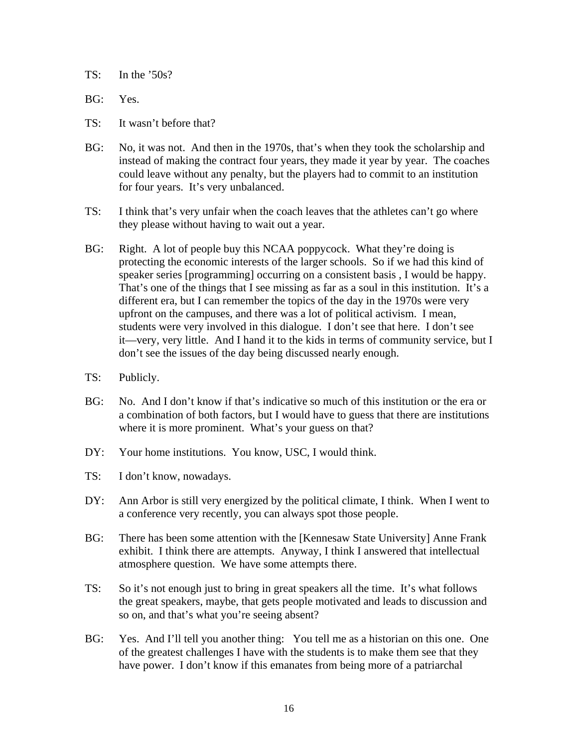TS: In the '50s?

BG: Yes.

TS: It wasn't before that?

BG: No, it was not. And then in the 1970s, that's when they took the scholarship and instead of making the contract four years, they made it year by year. The coaches could leave without any penalty, but the players had to commit to an institution for four years. It's very unbalanced.

TS: I think that's very unfair when the coach leaves that the athletes can't go where they please without having to wait out a year.

BG: Right. A lot of people buy this NCAA poppycock. What they're doing is protecting the economic interests of the larger schools. So if we had this kind of speaker series [programming] occurring on a consistent basis , I would be happy. That's one of the things that I see missing as far as a soul in this institution. It's a different era, but I can remember the topics of the day in the 1970s were very upfront on the campuses, and there was a lot of political activism. I mean, students were very involved in this dialogue. I don't see that here. I don't see it—very, very little. And I hand it to the kids in terms of community service, but I don't see the issues of the day being discussed nearly enough.

TS: Publicly.

BG: No. And I don't know if that's indicative so much of this institution or the era or a combination of both factors, but I would have to guess that there are institutions where it is more prominent. What's your guess on that?

DY: Your home institutions. You know, USC, I would think.

TS: I don't know, nowadays.

DY: Ann Arbor is still very energized by the political climate, I think. When I went to a conference very recently, you can always spot those people.

BG: There has been some attention with the [Kennesaw State University] Anne Frank exhibit. I think there are attempts. Anyway, I think I answered that intellectual atmosphere question. We have some attempts there.

TS: So it's not enough just to bring in great speakers all the time. It's what follows the great speakers, maybe, that gets people motivated and leads to discussion and so on, and that's what you're seeing absent?

BG: Yes. And I'll tell you another thing: You tell me as a historian on this one. One of the greatest challenges I have with the students is to make them see that they have power. I don't know if this emanates from being more of a patriarchal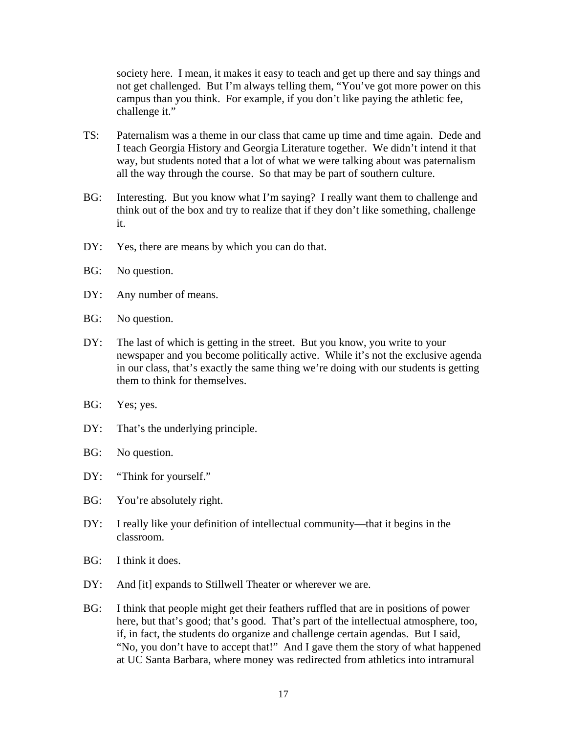society here. I mean, it makes it easy to teach and get up there and say things and not get challenged. But I'm always telling them, "You've got more power on this campus than you think. For example, if you don't like paying the athletic fee, challenge it."

TS: Paternalism was a theme in our class that came up time and time again. Dede and I teach Georgia History and Georgia Literature together. We didn't intend it that way, but students noted that a lot of what we were talking about was paternalism all the way through the course. So that may be part of southern culture.

BG: Interesting. But you know what I'm saying? I really want them to challenge and think out of the box and try to realize that if they don't like something, challenge it.

DY: Yes, there are means by which you can do that.

BG: No question.

DY: Any number of means.

BG: No question.

DY: The last of which is getting in the street. But you know, you write to your newspaper and you become politically active. While it's not the exclusive agenda in our class, that's exactly the same thing we're doing with our students is getting them to think for themselves.

BG: Yes; yes.

DY: That's the underlying principle.

BG: No question.

DY: "Think for yourself."

BG: You're absolutely right.

DY: I really like your definition of intellectual community—that it begins in the classroom.

BG: I think it does.

DY: And [it] expands to Stillwell Theater or wherever we are.

BG: I think that people might get their feathers ruffled that are in positions of power here, but that's good; that's good. That's part of the intellectual atmosphere, too, if, in fact, the students do organize and challenge certain agendas. But I said, "No, you don't have to accept that!" And I gave them the story of what happened at UC Santa Barbara, where money was redirected from athletics into intramural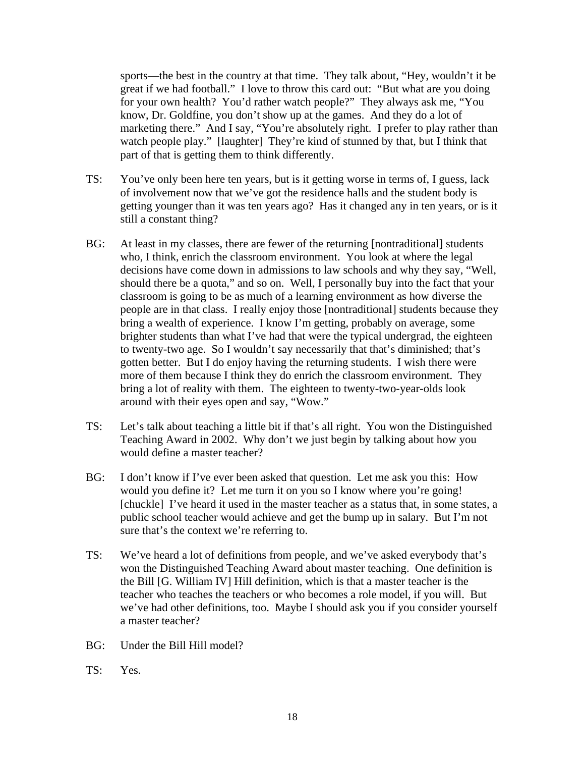sports—the best in the country at that time. They talk about, "Hey, wouldn't it be great if we had football." I love to throw this card out: "But what are you doing for your own health? You'd rather watch people?" They always ask me, "You know, Dr. Goldfine, you don't show up at the games. And they do a lot of marketing there." And I say, "You're absolutely right. I prefer to play rather than watch people play." [laughter] They're kind of stunned by that, but I think that part of that is getting them to think differently.

TS: You've only been here ten years, but is it getting worse in terms of, I guess, lack of involvement now that we've got the residence halls and the student body is getting younger than it was ten years ago? Has it changed any in ten years, or is it still a constant thing?

BG: At least in my classes, there are fewer of the returning [nontraditional] students who, I think, enrich the classroom environment. You look at where the legal decisions have come down in admissions to law schools and why they say, "Well, should there be a quota," and so on. Well, I personally buy into the fact that your classroom is going to be as much of a learning environment as how diverse the people are in that class. I really enjoy those [nontraditional] students because they bring a wealth of experience. I know I'm getting, probably on average, some brighter students than what I've had that were the typical undergrad, the eighteen to twenty-two age. So I wouldn't say necessarily that that's diminished; that's gotten better. But I do enjoy having the returning students. I wish there were more of them because I think they do enrich the classroom environment. They bring a lot of reality with them. The eighteen to twenty-two-year-olds look around with their eyes open and say, "Wow."

TS: Let's talk about teaching a little bit if that's all right. You won the Distinguished Teaching Award in 2002. Why don't we just begin by talking about how you would define a master teacher?

BG: I don't know if I've ever been asked that question. Let me ask you this: How would you define it? Let me turn it on you so I know where you're going! [chuckle] I've heard it used in the master teacher as a status that, in some states, a public school teacher would achieve and get the bump up in salary. But I'm not sure that's the context we're referring to.

TS: We've heard a lot of definitions from people, and we've asked everybody that's won the Distinguished Teaching Award about master teaching. One definition is the Bill [G. William IV] Hill definition, which is that a master teacher is the teacher who teaches the teachers or who becomes a role model, if you will. But we've had other definitions, too. Maybe I should ask you if you consider yourself a master teacher?

BG: Under the Bill Hill model?

TS: Yes.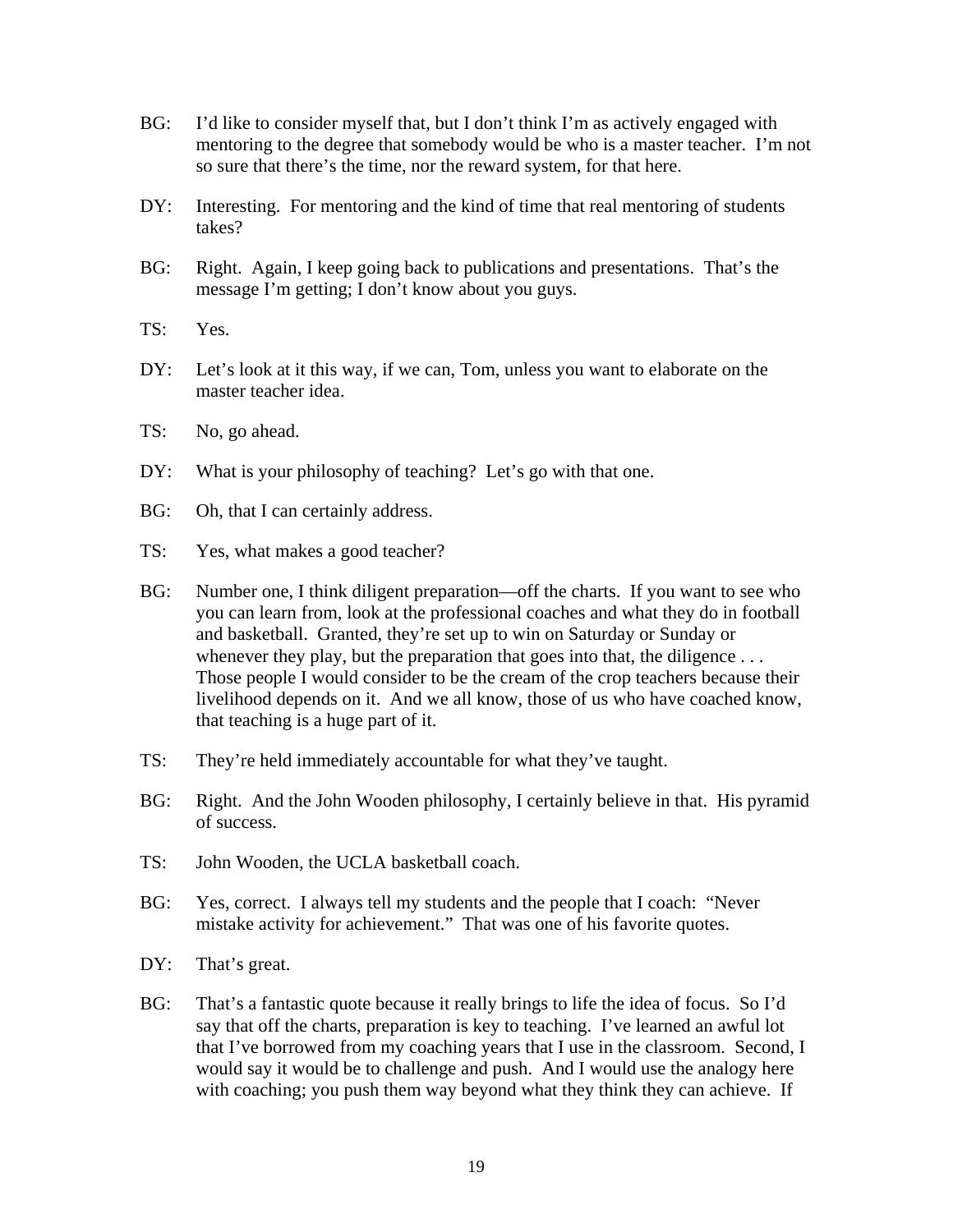BG: I'd like to consider myself that, but I don't think I'm as actively engaged with mentoring to the degree that somebody would be who is a master teacher. I'm not so sure that there's the time, nor the reward system, for that here.

DY: Interesting. For mentoring and the kind of time that real mentoring of students takes?

BG: Right. Again, I keep going back to publications and presentations. That's the message I'm getting; I don't know about you guys.

TS: Yes.

DY: Let's look at it this way, if we can, Tom, unless you want to elaborate on the master teacher idea.

TS: No, go ahead.

DY: What is your philosophy of teaching? Let's go with that one.

BG: Oh, that I can certainly address.

TS: Yes, what makes a good teacher?

BG: Number one, I think diligent preparation—off the charts. If you want to see who you can learn from, look at the professional coaches and what they do in football and basketball. Granted, they're set up to win on Saturday or Sunday or whenever they play, but the preparation that goes into that, the diligence . . . Those people I would consider to be the cream of the crop teachers because their livelihood depends on it. And we all know, those of us who have coached know, that teaching is a huge part of it.

TS: They're held immediately accountable for what they've taught.

BG: Right. And the John Wooden philosophy, I certainly believe in that. His pyramid of success.

TS: John Wooden, the UCLA basketball coach.

BG: Yes, correct. I always tell my students and the people that I coach: "Never mistake activity for achievement." That was one of his favorite quotes.

DY: That's great.

BG: That's a fantastic quote because it really brings to life the idea of focus. So I'd say that off the charts, preparation is key to teaching. I've learned an awful lot that I've borrowed from my coaching years that I use in the classroom. Second, I would say it would be to challenge and push. And I would use the analogy here with coaching; you push them way beyond what they think they can achieve. If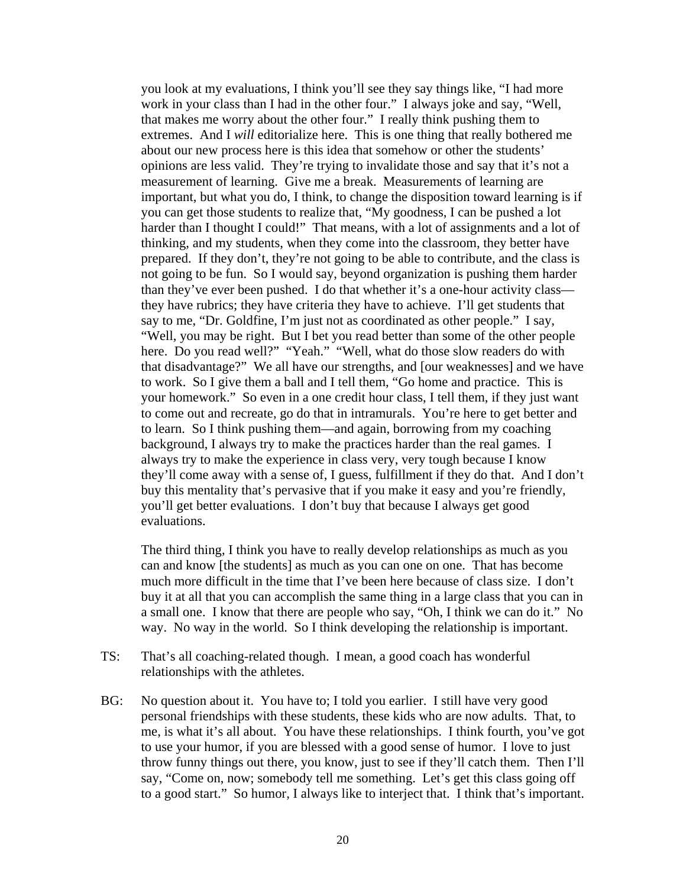you look at my evaluations, I think you'll see they say things like, "I had more work in your class than I had in the other four." I always joke and say, "Well, that makes me worry about the other four." I really think pushing them to extremes. And I *will* editorialize here. This is one thing that really bothered me about our new process here is this idea that somehow or other the students' opinions are less valid. They're trying to invalidate those and say that it's not a measurement of learning. Give me a break. Measurements of learning are important, but what you do, I think, to change the disposition toward learning is if you can get those students to realize that, "My goodness, I can be pushed a lot harder than I thought I could!" That means, with a lot of assignments and a lot of thinking, and my students, when they come into the classroom, they better have prepared. If they don't, they're not going to be able to contribute, and the class is not going to be fun. So I would say, beyond organization is pushing them harder than they've ever been pushed. I do that whether it's a one-hour activity class—they have rubrics; they have criteria they have to achieve. I'll get students that say to me, "Dr. Goldfine, I'm just not as coordinated as other people." I say, "Well, you may be right. But I bet you read better than some of the other people here. Do you read well?" "Yeah." "Well, what do those slow readers do with that disadvantage?" We all have our strengths, and [our weaknesses] and we have to work. So I give them a ball and I tell them, "Go home and practice. This is your homework." So even in a one credit hour class, I tell them, if they just want to come out and recreate, go do that in intramurals. You're here to get better and to learn. So I think pushing them—and again, borrowing from my coaching background, I always try to make the practices harder than the real games. I always try to make the experience in class very, very tough because I know they'll come away with a sense of, I guess, fulfillment if they do that. And I don't buy this mentality that's pervasive that if you make it easy and you're friendly, you'll get better evaluations. I don't buy that because I always get good evaluations.

The third thing, I think you have to really develop relationships as much as you can and know [the students] as much as you can one on one. That has become much more difficult in the time that I've been here because of class size. I don't buy it at all that you can accomplish the same thing in a large class that you can in a small one. I know that there are people who say, "Oh, I think we can do it." No way. No way in the world. So I think developing the relationship is important.

TS: That's all coaching-related though. I mean, a good coach has wonderful relationships with the athletes.

BG: No question about it. You have to; I told you earlier. I still have very good personal friendships with these students, these kids who are now adults. That, to me, is what it's all about. You have these relationships. I think fourth, you've got to use your humor, if you are blessed with a good sense of humor. I love to just throw funny things out there, you know, just to see if they'll catch them. Then I'll say, "Come on, now; somebody tell me something. Let's get this class going off to a good start." So humor, I always like to interject that. I think that's important.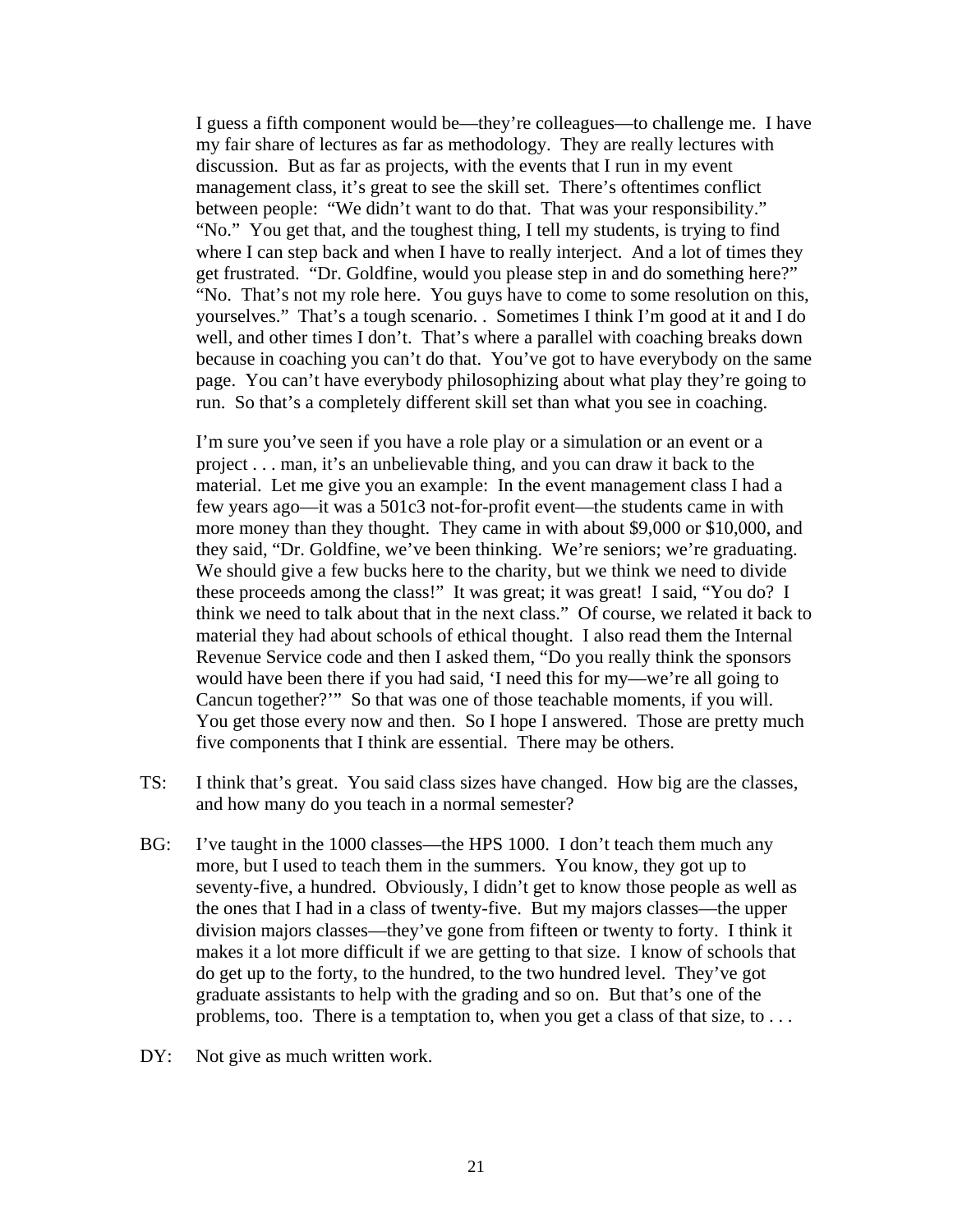I guess a fifth component would be—they're colleagues—to challenge me. I have my fair share of lectures as far as methodology. They are really lectures with discussion. But as far as projects, with the events that I run in my event management class, it's great to see the skill set. There's oftentimes conflict between people: "We didn't want to do that. That was your responsibility." "No." You get that, and the toughest thing, I tell my students, is trying to find where I can step back and when I have to really interject. And a lot of times they get frustrated. "Dr. Goldfine, would you please step in and do something here?" "No. That's not my role here. You guys have to come to some resolution on this, yourselves." That's a tough scenario. . Sometimes I think I'm good at it and I do well, and other times I don't. That's where a parallel with coaching breaks down because in coaching you can't do that. You've got to have everybody on the same page. You can't have everybody philosophizing about what play they're going to run. So that's a completely different skill set than what you see in coaching.

I'm sure you've seen if you have a role play or a simulation or an event or a project . . . man, it's an unbelievable thing, and you can draw it back to the material. Let me give you an example: In the event management class I had a few years ago—it was a 501c3 not-for-profit event—the students came in with more money than they thought. They came in with about $9,000 or $10,000, and they said, "Dr. Goldfine, we've been thinking. We're seniors; we're graduating. We should give a few bucks here to the charity, but we think we need to divide these proceeds among the class!" It was great; it was great! I said, "You do? I think we need to talk about that in the next class." Of course, we related it back to material they had about schools of ethical thought. I also read them the Internal Revenue Service code and then I asked them, "Do you really think the sponsors would have been there if you had said, 'I need this for my—we're all going to Cancun together?'" So that was one of those teachable moments, if you will. You get those every now and then. So I hope I answered. Those are pretty much five components that I think are essential. There may be others.

TS: I think that's great. You said class sizes have changed. How big are the classes, and how many do you teach in a normal semester?

BG: I've taught in the 1000 classes—the HPS 1000. I don't teach them much any more, but I used to teach them in the summers. You know, they got up to seventy-five, a hundred. Obviously, I didn't get to know those people as well as the ones that I had in a class of twenty-five. But my majors classes—the upper division majors classes—they've gone from fifteen or twenty to forty. I think it makes it a lot more difficult if we are getting to that size. I know of schools that do get up to the forty, to the hundred, to the two hundred level. They've got graduate assistants to help with the grading and so on. But that's one of the problems, too. There is a temptation to, when you get a class of that size, to . . .

DY: Not give as much written work.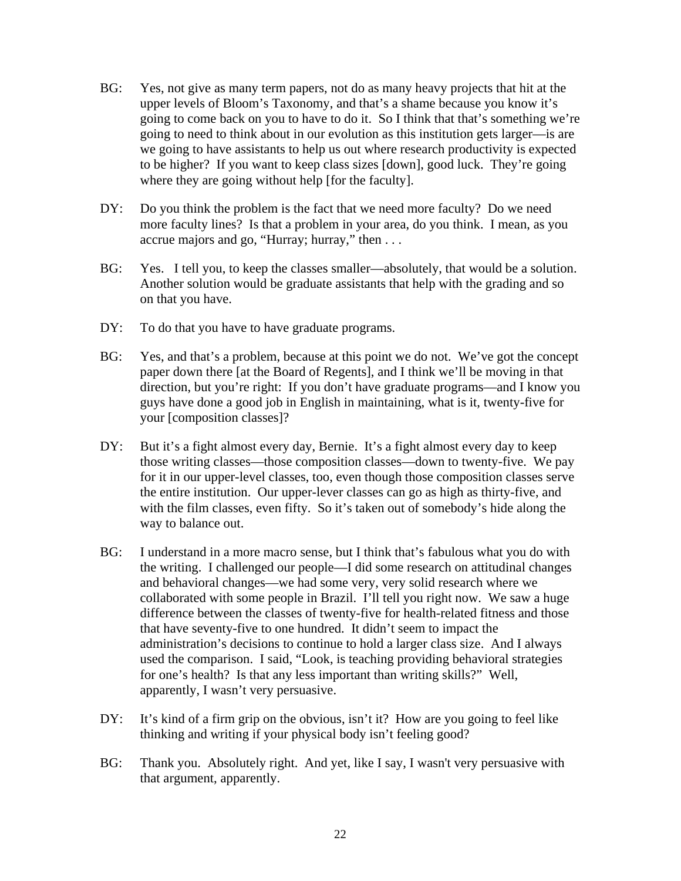BG: Yes, not give as many term papers, not do as many heavy projects that hit at the upper levels of Bloom's Taxonomy, and that's a shame because you know it's going to come back on you to have to do it. So I think that that's something we're going to need to think about in our evolution as this institution gets larger—is are we going to have assistants to help us out where research productivity is expected to be higher? If you want to keep class sizes [down], good luck. They're going where they are going without help [for the faculty].

DY: Do you think the problem is the fact that we need more faculty? Do we need more faculty lines? Is that a problem in your area, do you think. I mean, as you accrue majors and go, "Hurray; hurray," then . . .

BG: Yes. I tell you, to keep the classes smaller—absolutely, that would be a solution. Another solution would be graduate assistants that help with the grading and so on that you have.

DY: To do that you have to have graduate programs.

BG: Yes, and that's a problem, because at this point we do not. We've got the concept paper down there [at the Board of Regents], and I think we'll be moving in that direction, but you're right: If you don't have graduate programs—and I know you guys have done a good job in English in maintaining, what is it, twenty-five for your [composition classes]?

DY: But it's a fight almost every day, Bernie. It's a fight almost every day to keep those writing classes—those composition classes—down to twenty-five. We pay for it in our upper-level classes, too, even though those composition classes serve the entire institution. Our upper-lever classes can go as high as thirty-five, and with the film classes, even fifty. So it's taken out of somebody's hide along the way to balance out.

BG: I understand in a more macro sense, but I think that's fabulous what you do with the writing. I challenged our people—I did some research on attitudinal changes and behavioral changes—we had some very, very solid research where we collaborated with some people in Brazil. I'll tell you right now. We saw a huge difference between the classes of twenty-five for health-related fitness and those that have seventy-five to one hundred. It didn't seem to impact the administration's decisions to continue to hold a larger class size. And I always used the comparison. I said, "Look, is teaching providing behavioral strategies for one's health? Is that any less important than writing skills?" Well, apparently, I wasn't very persuasive.

DY: It's kind of a firm grip on the obvious, isn't it? How are you going to feel like thinking and writing if your physical body isn't feeling good?

BG: Thank you. Absolutely right. And yet, like I say, I wasn't very persuasive with that argument, apparently.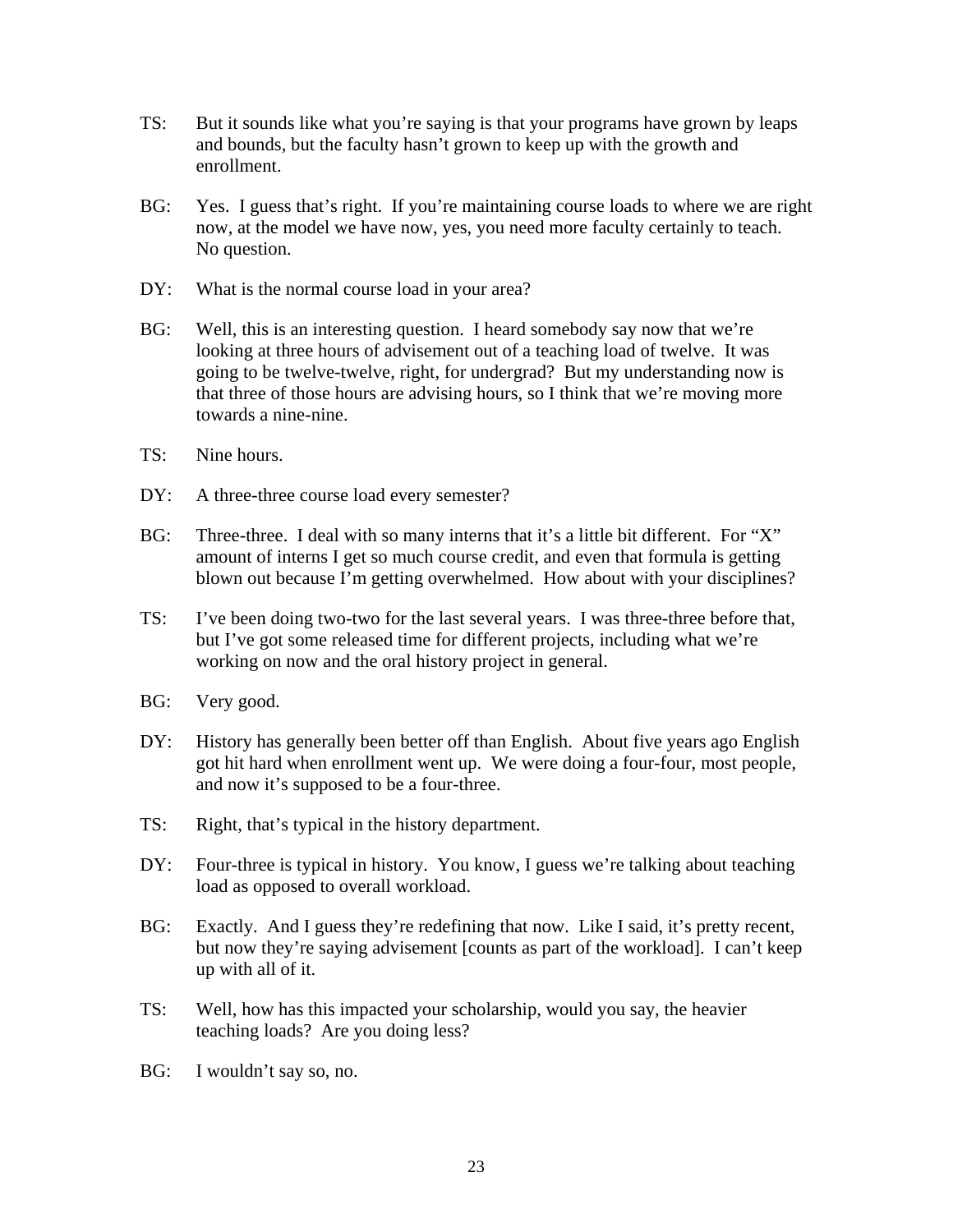TS: But it sounds like what you're saying is that your programs have grown by leaps and bounds, but the faculty hasn't grown to keep up with the growth and enrollment.

BG: Yes. I guess that's right. If you're maintaining course loads to where we are right now, at the model we have now, yes, you need more faculty certainly to teach. No question.

DY: What is the normal course load in your area?

BG: Well, this is an interesting question. I heard somebody say now that we're looking at three hours of advisement out of a teaching load of twelve. It was going to be twelve-twelve, right, for undergrad? But my understanding now is that three of those hours are advising hours, so I think that we're moving more towards a nine-nine.

TS: Nine hours.

DY: A three-three course load every semester?

BG: Three-three. I deal with so many interns that it's a little bit different. For "X" amount of interns I get so much course credit, and even that formula is getting blown out because I'm getting overwhelmed. How about with your disciplines?

TS: I've been doing two-two for the last several years. I was three-three before that, but I've got some released time for different projects, including what we're working on now and the oral history project in general.

BG: Very good.

DY: History has generally been better off than English. About five years ago English got hit hard when enrollment went up. We were doing a four-four, most people, and now it's supposed to be a four-three.

TS: Right, that's typical in the history department.

DY: Four-three is typical in history. You know, I guess we're talking about teaching load as opposed to overall workload.

BG: Exactly. And I guess they're redefining that now. Like I said, it's pretty recent, but now they're saying advisement [counts as part of the workload]. I can't keep up with all of it.

TS: Well, how has this impacted your scholarship, would you say, the heavier teaching loads? Are you doing less?

BG: I wouldn't say so, no.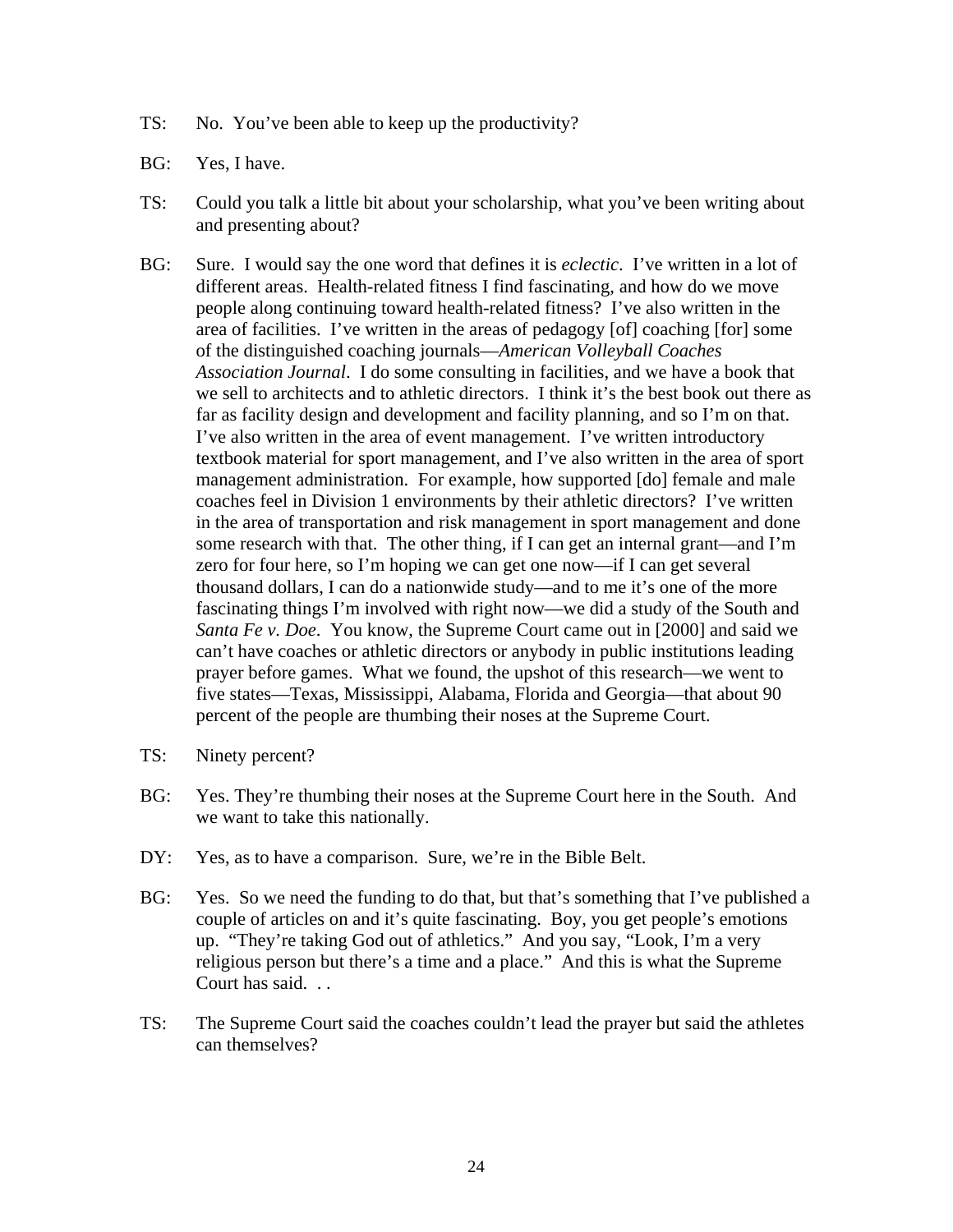TS: No. You've been able to keep up the productivity?

BG: Yes, I have.

TS: Could you talk a little bit about your scholarship, what you've been writing about and presenting about?

BG: Sure. I would say the one word that defines it is *eclectic*. I've written in a lot of different areas. Health-related fitness I find fascinating, and how do we move people along continuing toward health-related fitness? I've also written in the area of facilities. I've written in the areas of pedagogy [of] coaching [for] some of the distinguished coaching journals—*American Volleyball Coaches Association Journal*. I do some consulting in facilities, and we have a book that we sell to architects and to athletic directors. I think it's the best book out there as far as facility design and development and facility planning, and so I'm on that. I've also written in the area of event management. I've written introductory textbook material for sport management, and I've also written in the area of sport management administration. For example, how supported [do] female and male coaches feel in Division 1 environments by their athletic directors? I've written in the area of transportation and risk management in sport management and done some research with that. The other thing, if I can get an internal grant—and I'm zero for four here, so I'm hoping we can get one now—if I can get several thousand dollars, I can do a nationwide study—and to me it's one of the more fascinating things I'm involved with right now—we did a study of the South and *Santa Fe v. Doe*. You know, the Supreme Court came out in [2000] and said we can't have coaches or athletic directors or anybody in public institutions leading prayer before games. What we found, the upshot of this research—we went to five states—Texas, Mississippi, Alabama, Florida and Georgia—that about 90 percent of the people are thumbing their noses at the Supreme Court.

TS: Ninety percent?

BG: Yes. They're thumbing their noses at the Supreme Court here in the South. And we want to take this nationally.

DY: Yes, as to have a comparison. Sure, we're in the Bible Belt.

BG: Yes. So we need the funding to do that, but that's something that I've published a couple of articles on and it's quite fascinating. Boy, you get people's emotions up. "They're taking God out of athletics." And you say, "Look, I'm a very religious person but there's a time and a place." And this is what the Supreme Court has said. . .

TS: The Supreme Court said the coaches couldn't lead the prayer but said the athletes can themselves?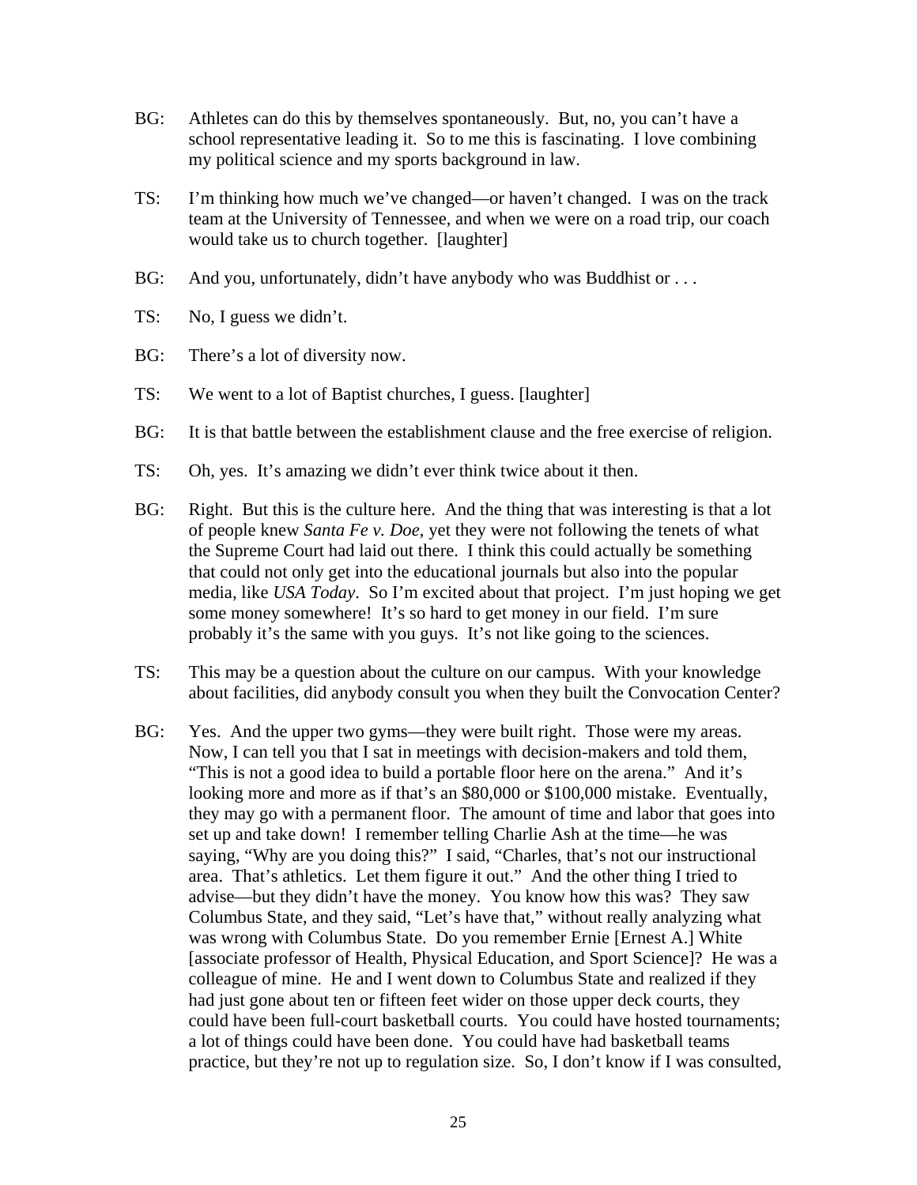BG: Athletes can do this by themselves spontaneously. But, no, you can't have a school representative leading it. So to me this is fascinating. I love combining my political science and my sports background in law.

TS: I'm thinking how much we've changed—or haven't changed. I was on the track team at the University of Tennessee, and when we were on a road trip, our coach would take us to church together. [laughter]

BG: And you, unfortunately, didn't have anybody who was Buddhist or . . .

TS: No, I guess we didn't.

BG: There's a lot of diversity now.

TS: We went to a lot of Baptist churches, I guess. [laughter]

BG: It is that battle between the establishment clause and the free exercise of religion.

TS: Oh, yes. It's amazing we didn't ever think twice about it then.

BG: Right. But this is the culture here. And the thing that was interesting is that a lot of people knew *Santa Fe v. Doe*, yet they were not following the tenets of what the Supreme Court had laid out there. I think this could actually be something that could not only get into the educational journals but also into the popular media, like *USA Today*. So I'm excited about that project. I'm just hoping we get some money somewhere! It's so hard to get money in our field. I'm sure probably it's the same with you guys. It's not like going to the sciences.

TS: This may be a question about the culture on our campus. With your knowledge about facilities, did anybody consult you when they built the Convocation Center?

BG: Yes. And the upper two gyms—they were built right. Those were my areas. Now, I can tell you that I sat in meetings with decision-makers and told them, "This is not a good idea to build a portable floor here on the arena." And it's looking more and more as if that's an $80,000 or $100,000 mistake. Eventually, they may go with a permanent floor. The amount of time and labor that goes into set up and take down! I remember telling Charlie Ash at the time—he was saying, "Why are you doing this?" I said, "Charles, that's not our instructional area. That's athletics. Let them figure it out." And the other thing I tried to advise—but they didn't have the money. You know how this was? They saw Columbus State, and they said, "Let's have that," without really analyzing what was wrong with Columbus State. Do you remember Ernie [Ernest A.] White [associate professor of Health, Physical Education, and Sport Science]? He was a colleague of mine. He and I went down to Columbus State and realized if they had just gone about ten or fifteen feet wider on those upper deck courts, they could have been full-court basketball courts. You could have hosted tournaments; a lot of things could have been done. You could have had basketball teams practice, but they're not up to regulation size. So, I don't know if I was consulted,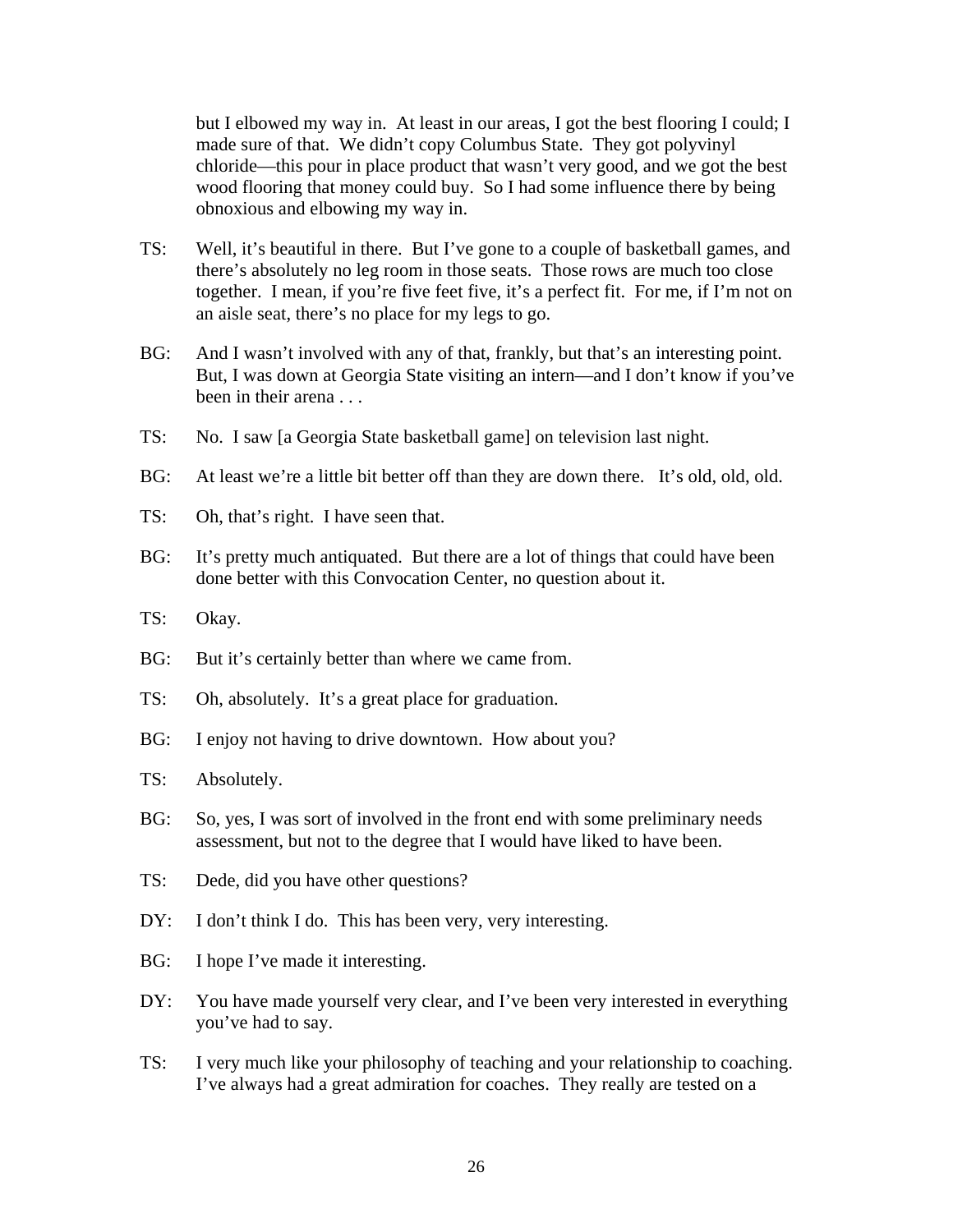but I elbowed my way in. At least in our areas, I got the best flooring I could; I made sure of that. We didn't copy Columbus State. They got polyvinyl chloride—this pour in place product that wasn't very good, and we got the best wood flooring that money could buy. So I had some influence there by being obnoxious and elbowing my way in.

TS: Well, it's beautiful in there. But I've gone to a couple of basketball games, and there's absolutely no leg room in those seats. Those rows are much too close together. I mean, if you're five feet five, it's a perfect fit. For me, if I'm not on an aisle seat, there's no place for my legs to go.

BG: And I wasn't involved with any of that, frankly, but that's an interesting point. But, I was down at Georgia State visiting an intern—and I don't know if you've been in their arena . . .

TS: No. I saw [a Georgia State basketball game] on television last night.

BG: At least we're a little bit better off than they are down there. It's old, old, old.

TS: Oh, that's right. I have seen that.

BG: It's pretty much antiquated. But there are a lot of things that could have been done better with this Convocation Center, no question about it.

TS: Okay.

BG: But it's certainly better than where we came from.

TS: Oh, absolutely. It's a great place for graduation.

BG: I enjoy not having to drive downtown. How about you?

TS: Absolutely.

BG: So, yes, I was sort of involved in the front end with some preliminary needs assessment, but not to the degree that I would have liked to have been.

TS: Dede, did you have other questions?

DY: I don't think I do. This has been very, very interesting.

BG: I hope I've made it interesting.

DY: You have made yourself very clear, and I've been very interested in everything you've had to say.

TS: I very much like your philosophy of teaching and your relationship to coaching. I've always had a great admiration for coaches. They really are tested on a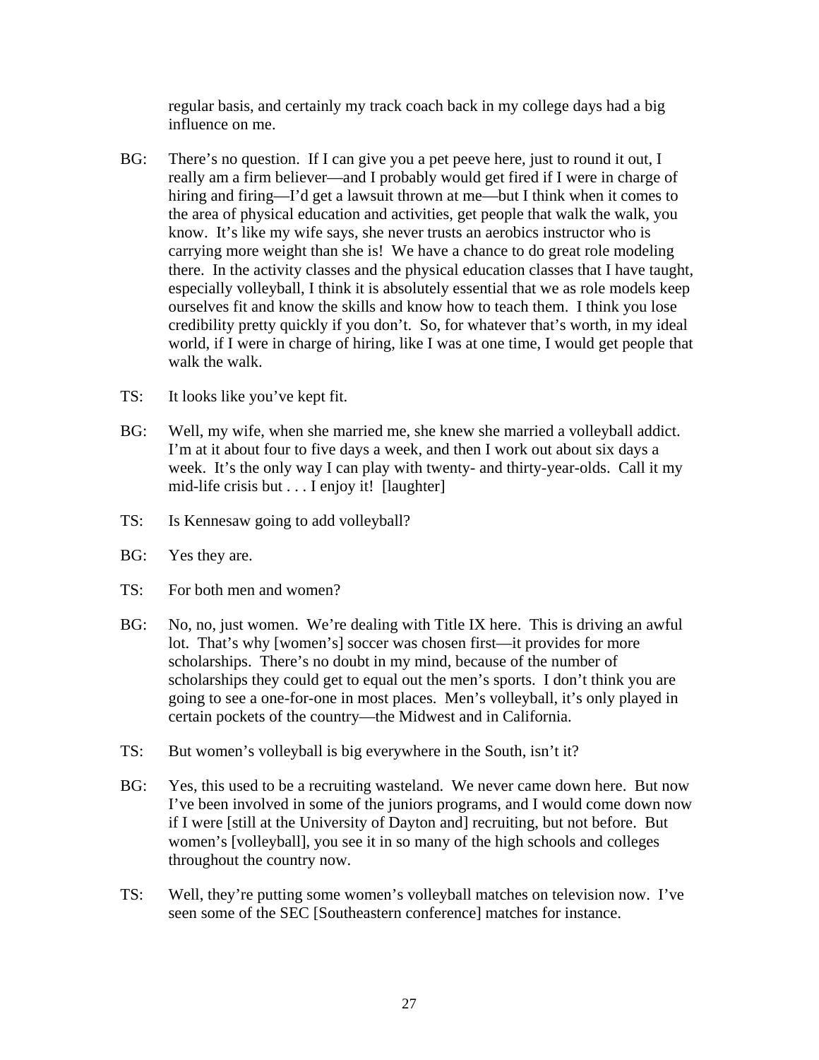regular basis, and certainly my track coach back in my college days had a big influence on me.

BG: There's no question. If I can give you a pet peeve here, just to round it out, I really am a firm believer—and I probably would get fired if I were in charge of hiring and firing—I'd get a lawsuit thrown at me—but I think when it comes to the area of physical education and activities, get people that walk the walk, you know. It's like my wife says, she never trusts an aerobics instructor who is carrying more weight than she is! We have a chance to do great role modeling there. In the activity classes and the physical education classes that I have taught, especially volleyball, I think it is absolutely essential that we as role models keep ourselves fit and know the skills and know how to teach them. I think you lose credibility pretty quickly if you don't. So, for whatever that's worth, in my ideal world, if I were in charge of hiring, like I was at one time, I would get people that walk the walk.

TS: It looks like you've kept fit.

BG: Well, my wife, when she married me, she knew she married a volleyball addict. I'm at it about four to five days a week, and then I work out about six days a week. It's the only way I can play with twenty- and thirty-year-olds. Call it my mid-life crisis but . . . I enjoy it! [laughter]

TS: Is Kennesaw going to add volleyball?

BG: Yes they are.

TS: For both men and women?

BG: No, no, just women. We're dealing with Title IX here. This is driving an awful lot. That's why [women's] soccer was chosen first—it provides for more scholarships. There's no doubt in my mind, because of the number of scholarships they could get to equal out the men's sports. I don't think you are going to see a one-for-one in most places. Men's volleyball, it's only played in certain pockets of the country—the Midwest and in California.

TS: But women's volleyball is big everywhere in the South, isn't it?

BG: Yes, this used to be a recruiting wasteland. We never came down here. But now I've been involved in some of the juniors programs, and I would come down now if I were [still at the University of Dayton and] recruiting, but not before. But women's [volleyball], you see it in so many of the high schools and colleges throughout the country now.

TS: Well, they're putting some women's volleyball matches on television now. I've seen some of the SEC [Southeastern conference] matches for instance.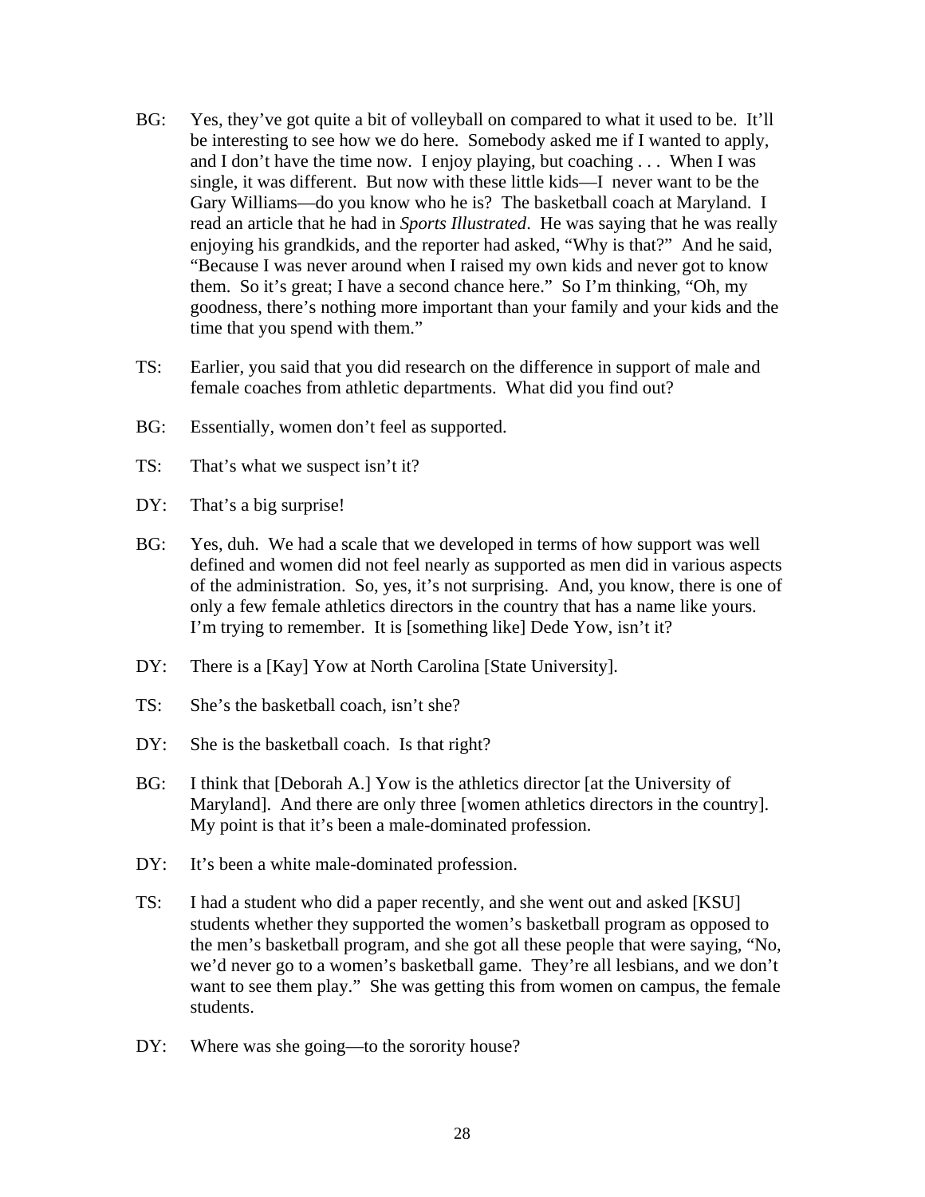BG: Yes, they've got quite a bit of volleyball on compared to what it used to be. It'll be interesting to see how we do here. Somebody asked me if I wanted to apply, and I don't have the time now. I enjoy playing, but coaching . . . When I was single, it was different. But now with these little kids—I never want to be the Gary Williams—do you know who he is? The basketball coach at Maryland. I read an article that he had in *Sports Illustrated*. He was saying that he was really enjoying his grandkids, and the reporter had asked, "Why is that?" And he said, "Because I was never around when I raised my own kids and never got to know them. So it's great; I have a second chance here." So I'm thinking, "Oh, my goodness, there's nothing more important than your family and your kids and the time that you spend with them."

TS: Earlier, you said that you did research on the difference in support of male and female coaches from athletic departments. What did you find out?

BG: Essentially, women don't feel as supported.

TS: That's what we suspect isn't it?

DY: That's a big surprise!

BG: Yes, duh. We had a scale that we developed in terms of how support was well defined and women did not feel nearly as supported as men did in various aspects of the administration. So, yes, it's not surprising. And, you know, there is one of only a few female athletics directors in the country that has a name like yours. I'm trying to remember. It is [something like] Dede Yow, isn't it?

DY: There is a [Kay] Yow at North Carolina [State University].

TS: She's the basketball coach, isn't she?

DY: She is the basketball coach. Is that right?

BG: I think that [Deborah A.] Yow is the athletics director [at the University of Maryland]. And there are only three [women athletics directors in the country]. My point is that it's been a male-dominated profession.

DY: It's been a white male-dominated profession.

TS: I had a student who did a paper recently, and she went out and asked [KSU] students whether they supported the women's basketball program as opposed to the men's basketball program, and she got all these people that were saying, "No, we'd never go to a women's basketball game. They're all lesbians, and we don't want to see them play." She was getting this from women on campus, the female students.

DY: Where was she going—to the sorority house?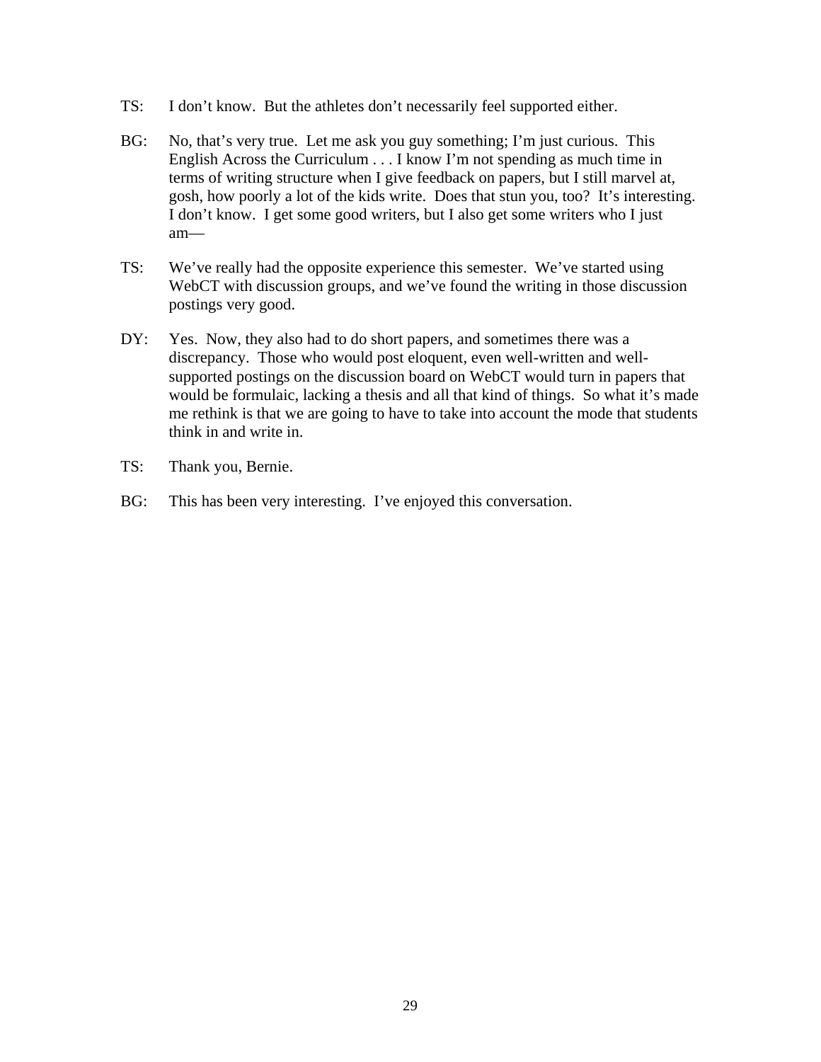TS: I don't know. But the athletes don't necessarily feel supported either.

BG: No, that's very true. Let me ask you guy something; I'm just curious. This English Across the Curriculum . . . I know I'm not spending as much time in terms of writing structure when I give feedback on papers, but I still marvel at, gosh, how poorly a lot of the kids write. Does that stun you, too? It's interesting. I don't know. I get some good writers, but I also get some writers who I just am—

TS: We've really had the opposite experience this semester. We've started using WebCT with discussion groups, and we've found the writing in those discussion postings very good.

DY: Yes. Now, they also had to do short papers, and sometimes there was a discrepancy. Those who would post eloquent, even well-written and well-supported postings on the discussion board on WebCT would turn in papers that would be formulaic, lacking a thesis and all that kind of things. So what it's made me rethink is that we are going to have to take into account the mode that students think in and write in.

TS: Thank you, Bernie.

BG: This has been very interesting. I've enjoyed this conversation.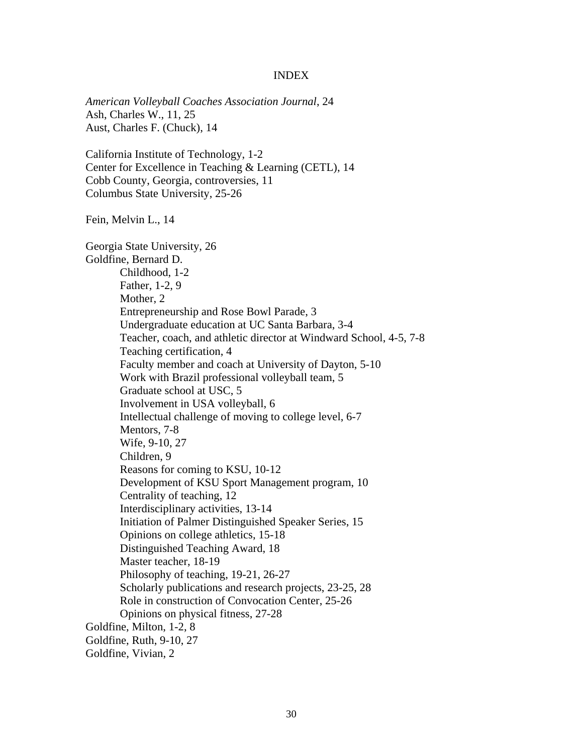# INDEX

*American Volleyball Coaches Association Journal*, 24
Ash, Charles W., 11, 25
Aust, Charles F. (Chuck), 14

California Institute of Technology, 1-2
Center for Excellence in Teaching & Learning (CETL), 14
Cobb County, Georgia, controversies, 11
Columbus State University, 25-26

Fein, Melvin L., 14

Georgia State University, 26
Goldfine, Bernard D.

- Childhood, 1-2
- Father, 1-2, 9
- Mother, 2
- Entrepreneurship and Rose Bowl Parade, 3
- Undergraduate education at UC Santa Barbara, 3-4
- Teacher, coach, and athletic director at Windward School, 4-5, 7-8
- Teaching certification, 4
- Faculty member and coach at University of Dayton, 5-10
- Work with Brazil professional volleyball team, 5
- Graduate school at USC, 5
- Involvement in USA volleyball, 6
- Intellectual challenge of moving to college level, 6-7
- Mentors, 7-8
- Wife, 9-10, 27
- Children, 9
- Reasons for coming to KSU, 10-12
- Development of KSU Sport Management program, 10
- Centrality of teaching, 12
- Interdisciplinary activities, 13-14
- Initiation of Palmer Distinguished Speaker Series, 15
- Opinions on college athletics, 15-18
- Distinguished Teaching Award, 18
- Master teacher, 18-19
- Philosophy of teaching, 19-21, 26-27
- Scholarly publications and research projects, 23-25, 28
- Role in construction of Convocation Center, 25-26
- Opinions on physical fitness, 27-28

Goldfine, Milton, 1-2, 8
Goldfine, Ruth, 9-10, 27
Goldfine, Vivian, 2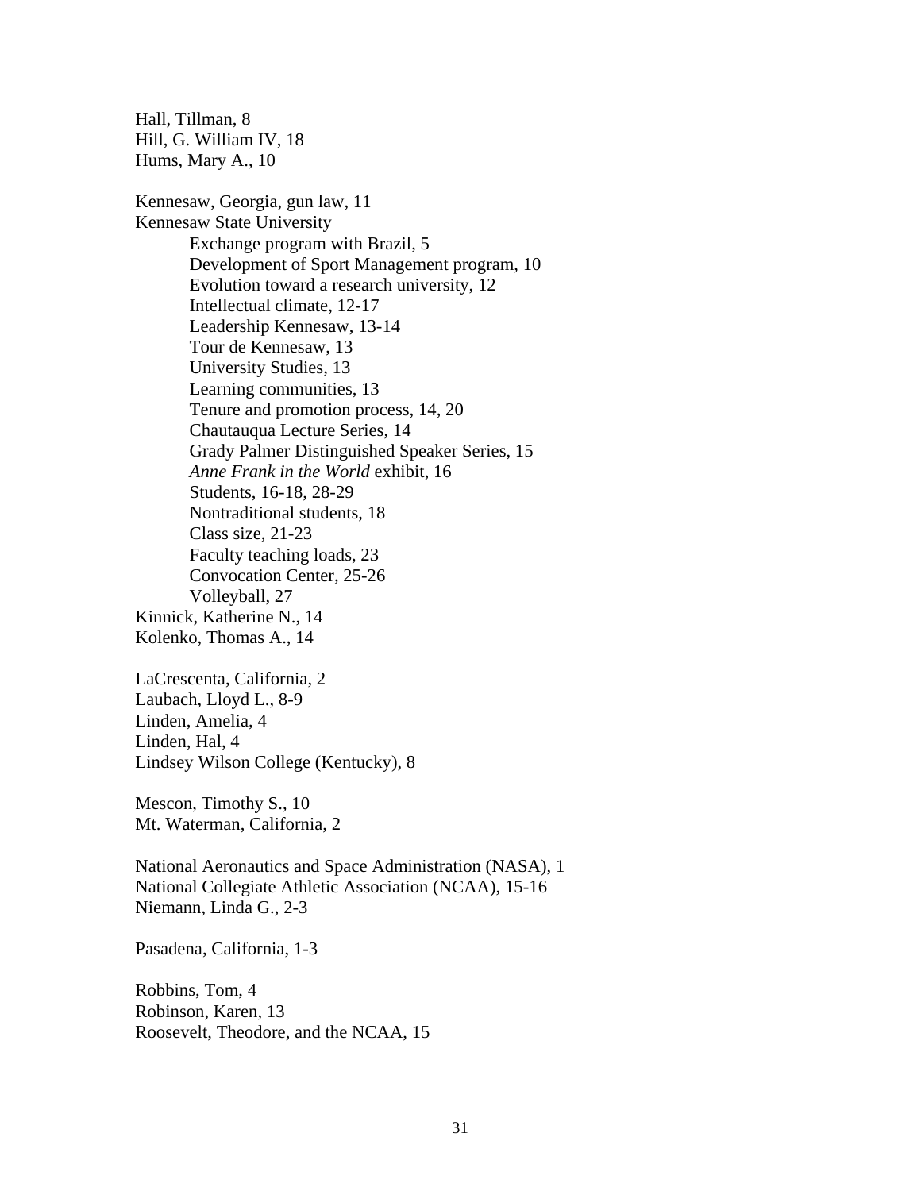Hall, Tillman, 8
Hill, G. William IV, 18
Hums, Mary A., 10

Kennesaw, Georgia, gun law, 11
Kennesaw State University
    Exchange program with Brazil, 5
    Development of Sport Management program, 10
    Evolution toward a research university, 12
    Intellectual climate, 12-17
    Leadership Kennesaw, 13-14
    Tour de Kennesaw, 13
    University Studies, 13
    Learning communities, 13
    Tenure and promotion process, 14, 20
    Chautauqua Lecture Series, 14
    Grady Palmer Distinguished Speaker Series, 15
    *Anne Frank in the World* exhibit, 16
    Students, 16-18, 28-29
    Nontraditional students, 18
    Class size, 21-23
    Faculty teaching loads, 23
    Convocation Center, 25-26
    Volleyball, 27
Kinnick, Katherine N., 14
Kolenko, Thomas A., 14

LaCrescenta, California, 2
Laubach, Lloyd L., 8-9
Linden, Amelia, 4
Linden, Hal, 4
Lindsey Wilson College (Kentucky), 8

Mescon, Timothy S., 10
Mt. Waterman, California, 2

National Aeronautics and Space Administration (NASA), 1
National Collegiate Athletic Association (NCAA), 15-16
Niemann, Linda G., 2-3

Pasadena, California, 1-3

Robbins, Tom, 4
Robinson, Karen, 13
Roosevelt, Theodore, and the NCAA, 15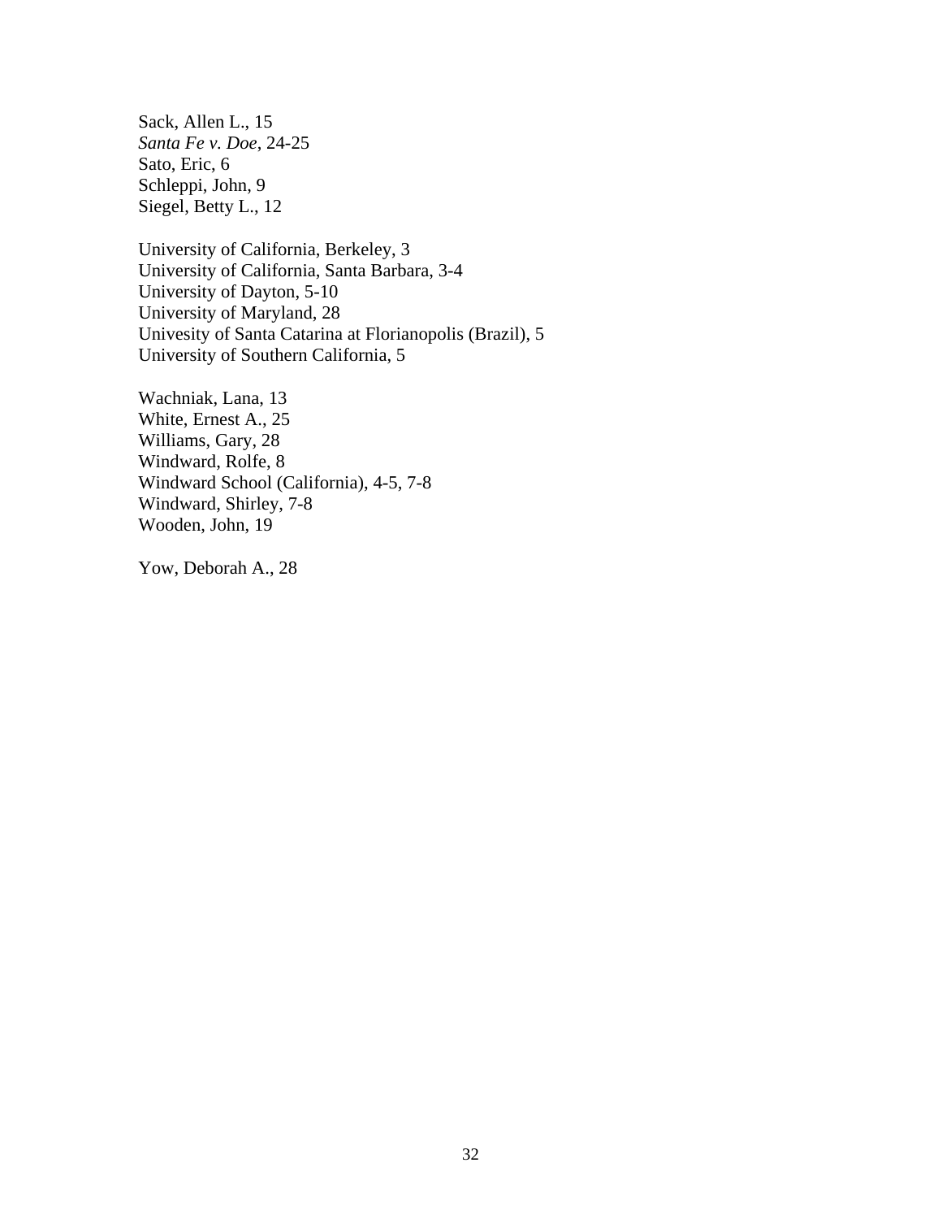Sack, Allen L., 15
*Santa Fe v. Doe*, 24-25
Sato, Eric, 6
Schleppi, John, 9
Siegel, Betty L., 12

University of California, Berkeley, 3
University of California, Santa Barbara, 3-4
University of Dayton, 5-10
University of Maryland, 28
Univesity of Santa Catarina at Florianopolis (Brazil), 5
University of Southern California, 5

Wachniak, Lana, 13
White, Ernest A., 25
Williams, Gary, 28
Windward, Rolfe, 8
Windward School (California), 4-5, 7-8
Windward, Shirley, 7-8
Wooden, John, 19

Yow, Deborah A., 28